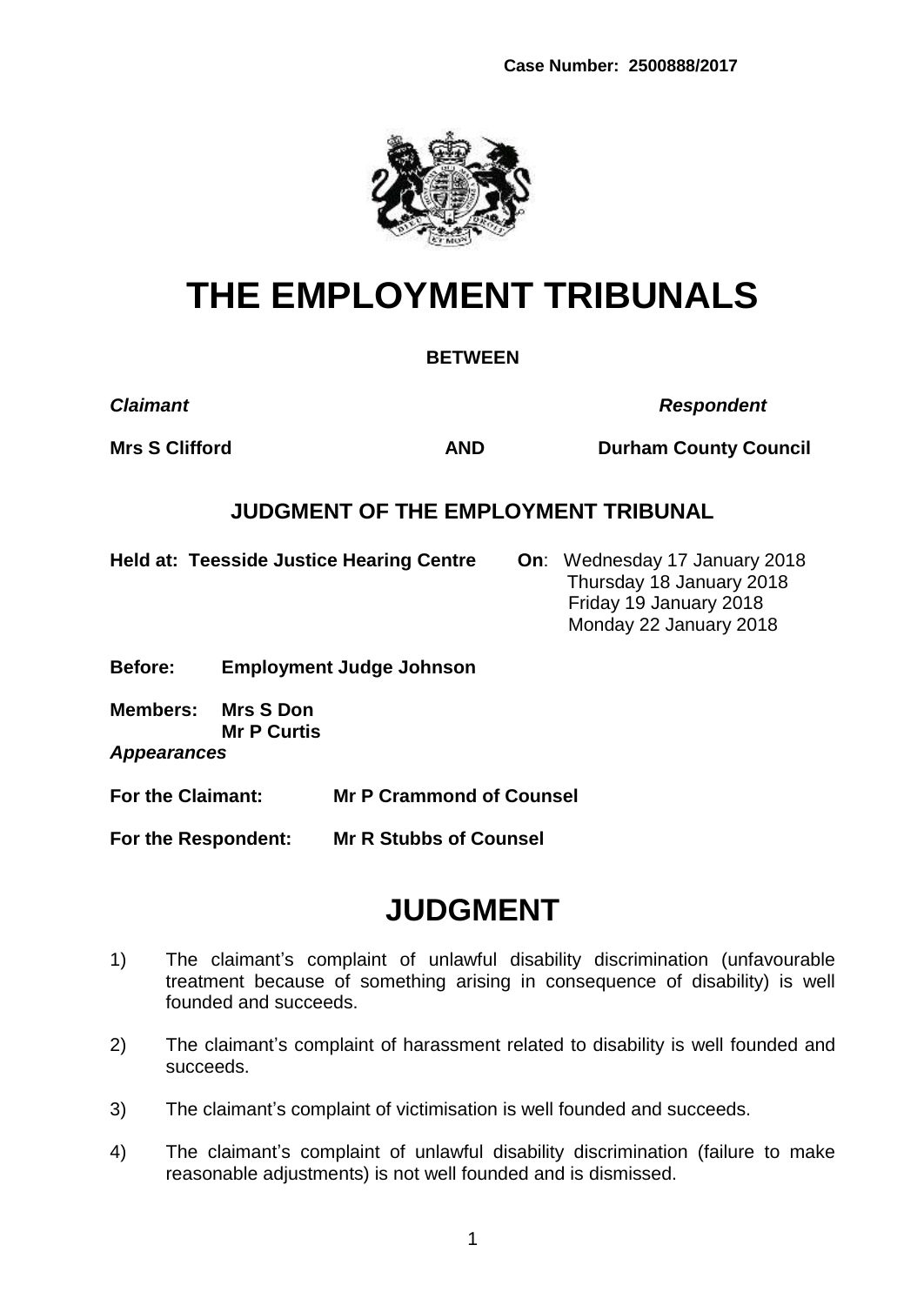**Case Number: 2500888/2017**

# THE EMPLOYMENT TRIBUNALS

**BETWEEN**

| ***Claimant*** | | ***Respondent*** |
|---|---|---|
| **Mrs S Clifford** | **AND** | **Durham County Council** |

## JUDGMENT OF THE EMPLOYMENT TRIBUNAL

**Held at: Teesside Justice Hearing Centre** **On**: Wednesday 17 January 2018
Thursday 18 January 2018
Friday 19 January 2018
Monday 22 January 2018

**Before:** **Employment Judge Johnson**

**Members:** **Mrs S Don**
**Mr P Curtis**

***Appearances***

**For the Claimant:** **Mr P Crammond of Counsel**

**For the Respondent:** **Mr R Stubbs of Counsel**

# JUDGMENT

1) The claimant's complaint of unlawful disability discrimination (unfavourable treatment because of something arising in consequence of disability) is well founded and succeeds.

2) The claimant's complaint of harassment related to disability is well founded and succeeds.

3) The claimant's complaint of victimisation is well founded and succeeds.

4) The claimant's complaint of unlawful disability discrimination (failure to make reasonable adjustments) is not well founded and is dismissed.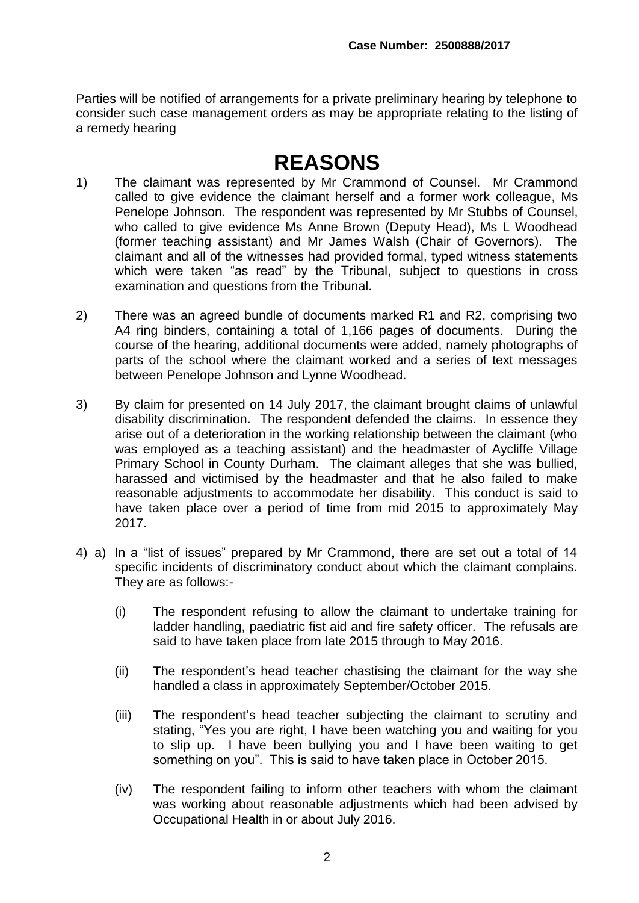Parties will be notified of arrangements for a private preliminary hearing by telephone to consider such case management orders as may be appropriate relating to the listing of a remedy hearing

# REASONS

1) The claimant was represented by Mr Crammond of Counsel. Mr Crammond called to give evidence the claimant herself and a former work colleague, Ms Penelope Johnson. The respondent was represented by Mr Stubbs of Counsel, who called to give evidence Ms Anne Brown (Deputy Head), Ms L Woodhead (former teaching assistant) and Mr James Walsh (Chair of Governors). The claimant and all of the witnesses had provided formal, typed witness statements which were taken "as read" by the Tribunal, subject to questions in cross examination and questions from the Tribunal.

2) There was an agreed bundle of documents marked R1 and R2, comprising two A4 ring binders, containing a total of 1,166 pages of documents. During the course of the hearing, additional documents were added, namely photographs of parts of the school where the claimant worked and a series of text messages between Penelope Johnson and Lynne Woodhead.

3) By claim for presented on 14 July 2017, the claimant brought claims of unlawful disability discrimination. The respondent defended the claims. In essence they arise out of a deterioration in the working relationship between the claimant (who was employed as a teaching assistant) and the headmaster of Aycliffe Village Primary School in County Durham. The claimant alleges that she was bullied, harassed and victimised by the headmaster and that he also failed to make reasonable adjustments to accommodate her disability. This conduct is said to have taken place over a period of time from mid 2015 to approximately May 2017.

4) a) In a "list of issues" prepared by Mr Crammond, there are set out a total of 14 specific incidents of discriminatory conduct about which the claimant complains. They are as follows:-

   (i) The respondent refusing to allow the claimant to undertake training for ladder handling, paediatric fist aid and fire safety officer. The refusals are said to have taken place from late 2015 through to May 2016.

   (ii) The respondent's head teacher chastising the claimant for the way she handled a class in approximately September/October 2015.

   (iii) The respondent's head teacher subjecting the claimant to scrutiny and stating, "Yes you are right, I have been watching you and waiting for you to slip up. I have been bullying you and I have been waiting to get something on you". This is said to have taken place in October 2015.

   (iv) The respondent failing to inform other teachers with whom the claimant was working about reasonable adjustments which had been advised by Occupational Health in or about July 2016.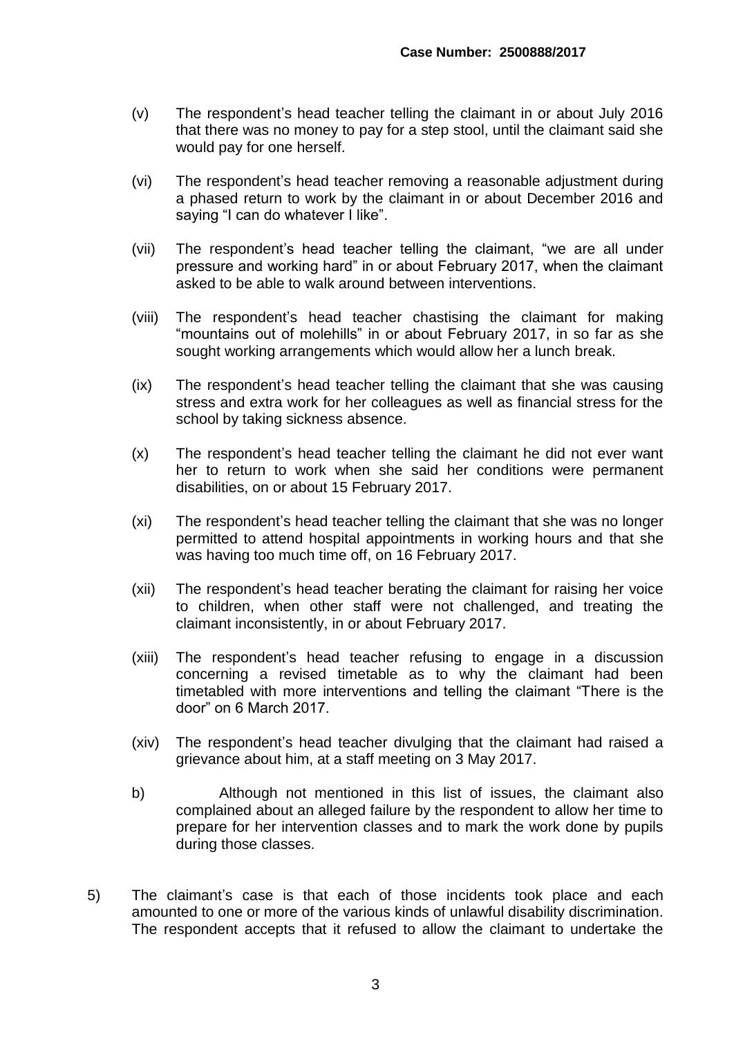(v) The respondent's head teacher telling the claimant in or about July 2016 that there was no money to pay for a step stool, until the claimant said she would pay for one herself.

(vi) The respondent's head teacher removing a reasonable adjustment during a phased return to work by the claimant in or about December 2016 and saying "I can do whatever I like".

(vii) The respondent's head teacher telling the claimant, "we are all under pressure and working hard" in or about February 2017, when the claimant asked to be able to walk around between interventions.

(viii) The respondent's head teacher chastising the claimant for making "mountains out of molehills" in or about February 2017, in so far as she sought working arrangements which would allow her a lunch break.

(ix) The respondent's head teacher telling the claimant that she was causing stress and extra work for her colleagues as well as financial stress for the school by taking sickness absence.

(x) The respondent's head teacher telling the claimant he did not ever want her to return to work when she said her conditions were permanent disabilities, on or about 15 February 2017.

(xi) The respondent's head teacher telling the claimant that she was no longer permitted to attend hospital appointments in working hours and that she was having too much time off, on 16 February 2017.

(xii) The respondent's head teacher berating the claimant for raising her voice to children, when other staff were not challenged, and treating the claimant inconsistently, in or about February 2017.

(xiii) The respondent's head teacher refusing to engage in a discussion concerning a revised timetable as to why the claimant had been timetabled with more interventions and telling the claimant "There is the door" on 6 March 2017.

(xiv) The respondent's head teacher divulging that the claimant had raised a grievance about him, at a staff meeting on 3 May 2017.

b) Although not mentioned in this list of issues, the claimant also complained about an alleged failure by the respondent to allow her time to prepare for her intervention classes and to mark the work done by pupils during those classes.

5) The claimant's case is that each of those incidents took place and each amounted to one or more of the various kinds of unlawful disability discrimination. The respondent accepts that it refused to allow the claimant to undertake the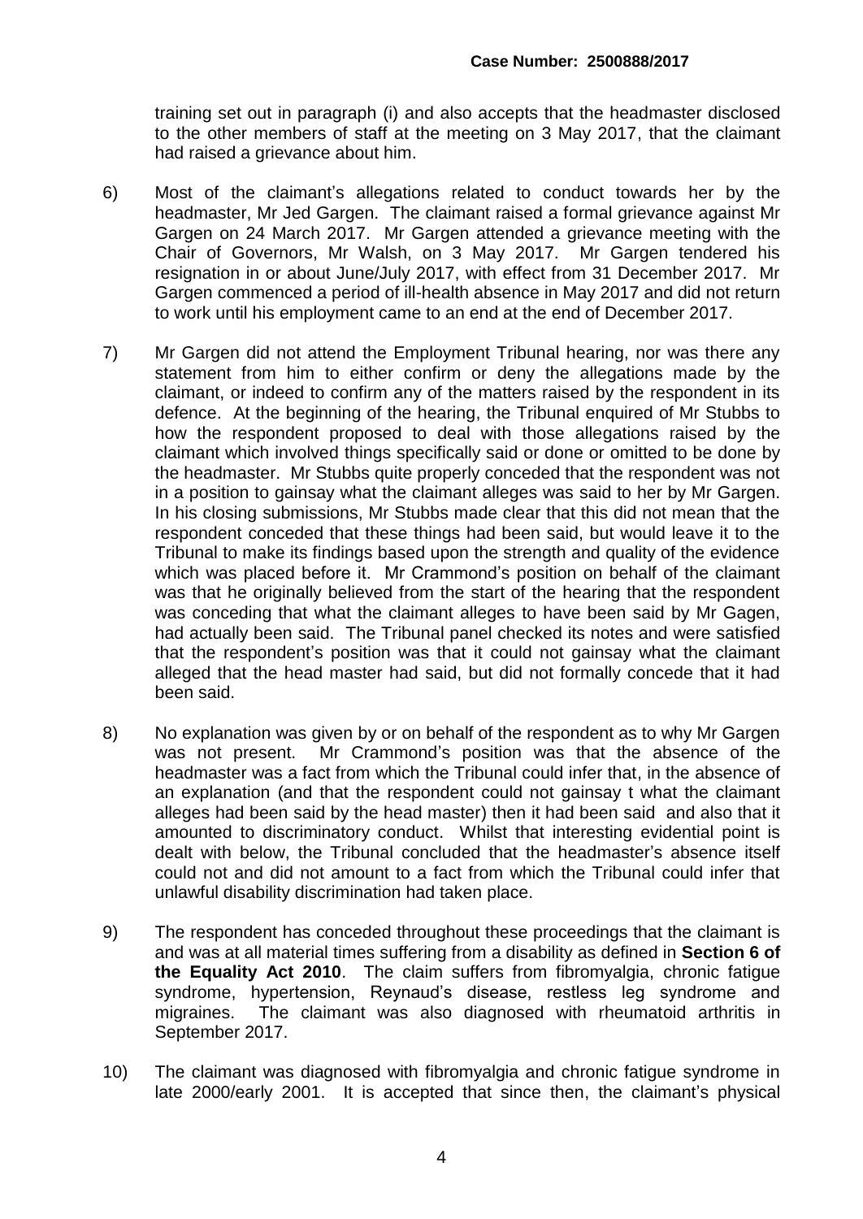training set out in paragraph (i) and also accepts that the headmaster disclosed to the other members of staff at the meeting on 3 May 2017, that the claimant had raised a grievance about him.

6) Most of the claimant's allegations related to conduct towards her by the headmaster, Mr Jed Gargen. The claimant raised a formal grievance against Mr Gargen on 24 March 2017. Mr Gargen attended a grievance meeting with the Chair of Governors, Mr Walsh, on 3 May 2017. Mr Gargen tendered his resignation in or about June/July 2017, with effect from 31 December 2017. Mr Gargen commenced a period of ill-health absence in May 2017 and did not return to work until his employment came to an end at the end of December 2017.

7) Mr Gargen did not attend the Employment Tribunal hearing, nor was there any statement from him to either confirm or deny the allegations made by the claimant, or indeed to confirm any of the matters raised by the respondent in its defence. At the beginning of the hearing, the Tribunal enquired of Mr Stubbs to how the respondent proposed to deal with those allegations raised by the claimant which involved things specifically said or done or omitted to be done by the headmaster. Mr Stubbs quite properly conceded that the respondent was not in a position to gainsay what the claimant alleges was said to her by Mr Gargen. In his closing submissions, Mr Stubbs made clear that this did not mean that the respondent conceded that these things had been said, but would leave it to the Tribunal to make its findings based upon the strength and quality of the evidence which was placed before it. Mr Crammond's position on behalf of the claimant was that he originally believed from the start of the hearing that the respondent was conceding that what the claimant alleges to have been said by Mr Gagen, had actually been said. The Tribunal panel checked its notes and were satisfied that the respondent's position was that it could not gainsay what the claimant alleged that the head master had said, but did not formally concede that it had been said.

8) No explanation was given by or on behalf of the respondent as to why Mr Gargen was not present. Mr Crammond's position was that the absence of the headmaster was a fact from which the Tribunal could infer that, in the absence of an explanation (and that the respondent could not gainsay t what the claimant alleges had been said by the head master) then it had been said and also that it amounted to discriminatory conduct. Whilst that interesting evidential point is dealt with below, the Tribunal concluded that the headmaster's absence itself could not and did not amount to a fact from which the Tribunal could infer that unlawful disability discrimination had taken place.

9) The respondent has conceded throughout these proceedings that the claimant is and was at all material times suffering from a disability as defined in **Section 6 of the Equality Act 2010**. The claim suffers from fibromyalgia, chronic fatigue syndrome, hypertension, Reynaud's disease, restless leg syndrome and migraines. The claimant was also diagnosed with rheumatoid arthritis in September 2017.

10) The claimant was diagnosed with fibromyalgia and chronic fatigue syndrome in late 2000/early 2001. It is accepted that since then, the claimant's physical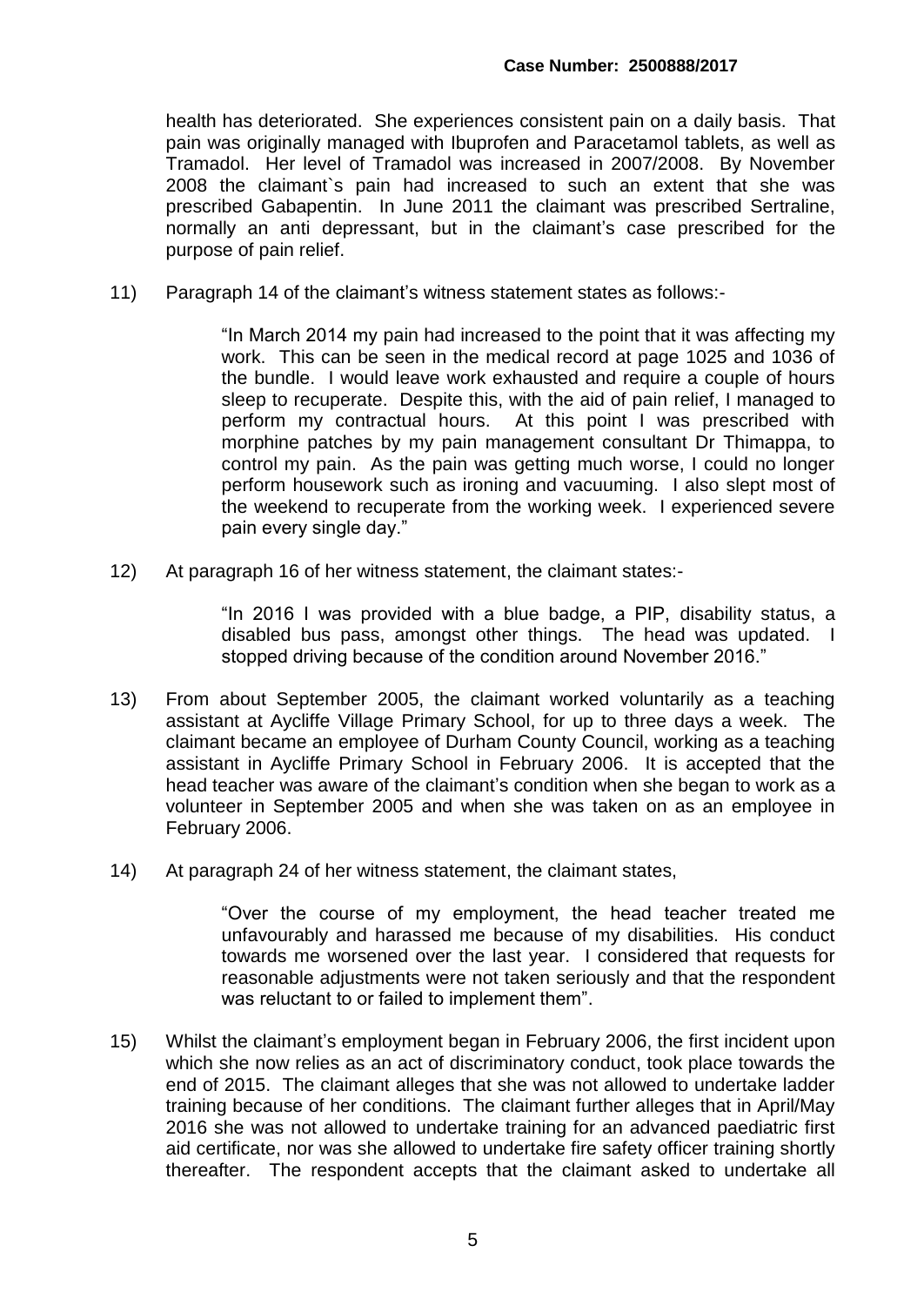health has deteriorated. She experiences consistent pain on a daily basis. That pain was originally managed with Ibuprofen and Paracetamol tablets, as well as Tramadol. Her level of Tramadol was increased in 2007/2008. By November 2008 the claimant`s pain had increased to such an extent that she was prescribed Gabapentin. In June 2011 the claimant was prescribed Sertraline, normally an anti depressant, but in the claimant's case prescribed for the purpose of pain relief.

11) Paragraph 14 of the claimant's witness statement states as follows:-

> "In March 2014 my pain had increased to the point that it was affecting my work. This can be seen in the medical record at page 1025 and 1036 of the bundle. I would leave work exhausted and require a couple of hours sleep to recuperate. Despite this, with the aid of pain relief, I managed to perform my contractual hours. At this point I was prescribed with morphine patches by my pain management consultant Dr Thimappa, to control my pain. As the pain was getting much worse, I could no longer perform housework such as ironing and vacuuming. I also slept most of the weekend to recuperate from the working week. I experienced severe pain every single day."

12) At paragraph 16 of her witness statement, the claimant states:-

> "In 2016 I was provided with a blue badge, a PIP, disability status, a disabled bus pass, amongst other things. The head was updated. I stopped driving because of the condition around November 2016."

13) From about September 2005, the claimant worked voluntarily as a teaching assistant at Aycliffe Village Primary School, for up to three days a week. The claimant became an employee of Durham County Council, working as a teaching assistant in Aycliffe Primary School in February 2006. It is accepted that the head teacher was aware of the claimant's condition when she began to work as a volunteer in September 2005 and when she was taken on as an employee in February 2006.

14) At paragraph 24 of her witness statement, the claimant states,

> "Over the course of my employment, the head teacher treated me unfavourably and harassed me because of my disabilities. His conduct towards me worsened over the last year. I considered that requests for reasonable adjustments were not taken seriously and that the respondent was reluctant to or failed to implement them".

15) Whilst the claimant's employment began in February 2006, the first incident upon which she now relies as an act of discriminatory conduct, took place towards the end of 2015. The claimant alleges that she was not allowed to undertake ladder training because of her conditions. The claimant further alleges that in April/May 2016 she was not allowed to undertake training for an advanced paediatric first aid certificate, nor was she allowed to undertake fire safety officer training shortly thereafter. The respondent accepts that the claimant asked to undertake all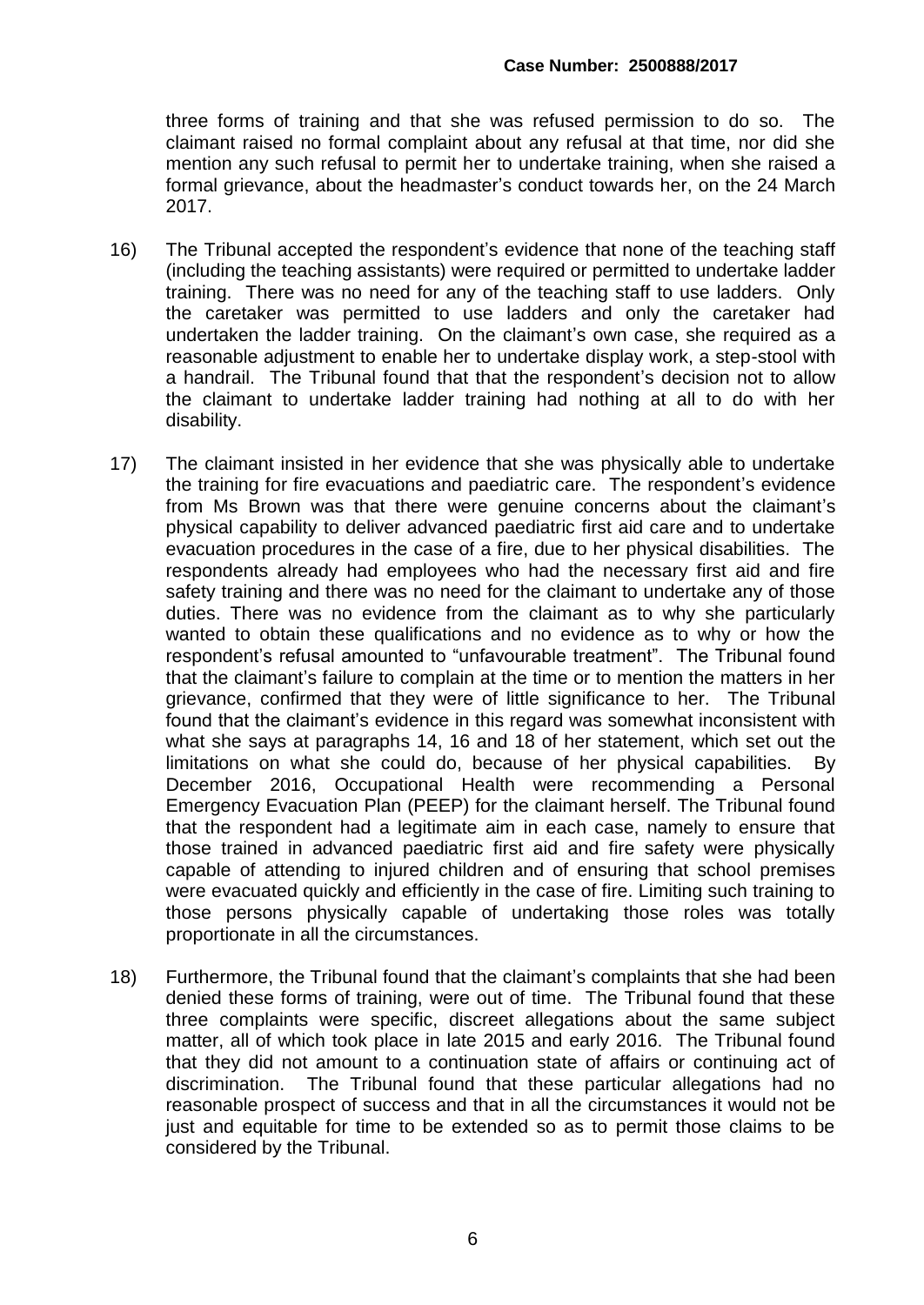three forms of training and that she was refused permission to do so. The claimant raised no formal complaint about any refusal at that time, nor did she mention any such refusal to permit her to undertake training, when she raised a formal grievance, about the headmaster's conduct towards her, on the 24 March 2017.

16) The Tribunal accepted the respondent's evidence that none of the teaching staff (including the teaching assistants) were required or permitted to undertake ladder training. There was no need for any of the teaching staff to use ladders. Only the caretaker was permitted to use ladders and only the caretaker had undertaken the ladder training. On the claimant's own case, she required as a reasonable adjustment to enable her to undertake display work, a step-stool with a handrail. The Tribunal found that that the respondent's decision not to allow the claimant to undertake ladder training had nothing at all to do with her disability.

17) The claimant insisted in her evidence that she was physically able to undertake the training for fire evacuations and paediatric care. The respondent's evidence from Ms Brown was that there were genuine concerns about the claimant's physical capability to deliver advanced paediatric first aid care and to undertake evacuation procedures in the case of a fire, due to her physical disabilities. The respondents already had employees who had the necessary first aid and fire safety training and there was no need for the claimant to undertake any of those duties. There was no evidence from the claimant as to why she particularly wanted to obtain these qualifications and no evidence as to why or how the respondent's refusal amounted to "unfavourable treatment". The Tribunal found that the claimant's failure to complain at the time or to mention the matters in her grievance, confirmed that they were of little significance to her. The Tribunal found that the claimant's evidence in this regard was somewhat inconsistent with what she says at paragraphs 14, 16 and 18 of her statement, which set out the limitations on what she could do, because of her physical capabilities. By December 2016, Occupational Health were recommending a Personal Emergency Evacuation Plan (PEEP) for the claimant herself. The Tribunal found that the respondent had a legitimate aim in each case, namely to ensure that those trained in advanced paediatric first aid and fire safety were physically capable of attending to injured children and of ensuring that school premises were evacuated quickly and efficiently in the case of fire. Limiting such training to those persons physically capable of undertaking those roles was totally proportionate in all the circumstances.

18) Furthermore, the Tribunal found that the claimant's complaints that she had been denied these forms of training, were out of time. The Tribunal found that these three complaints were specific, discreet allegations about the same subject matter, all of which took place in late 2015 and early 2016. The Tribunal found that they did not amount to a continuation state of affairs or continuing act of discrimination. The Tribunal found that these particular allegations had no reasonable prospect of success and that in all the circumstances it would not be just and equitable for time to be extended so as to permit those claims to be considered by the Tribunal.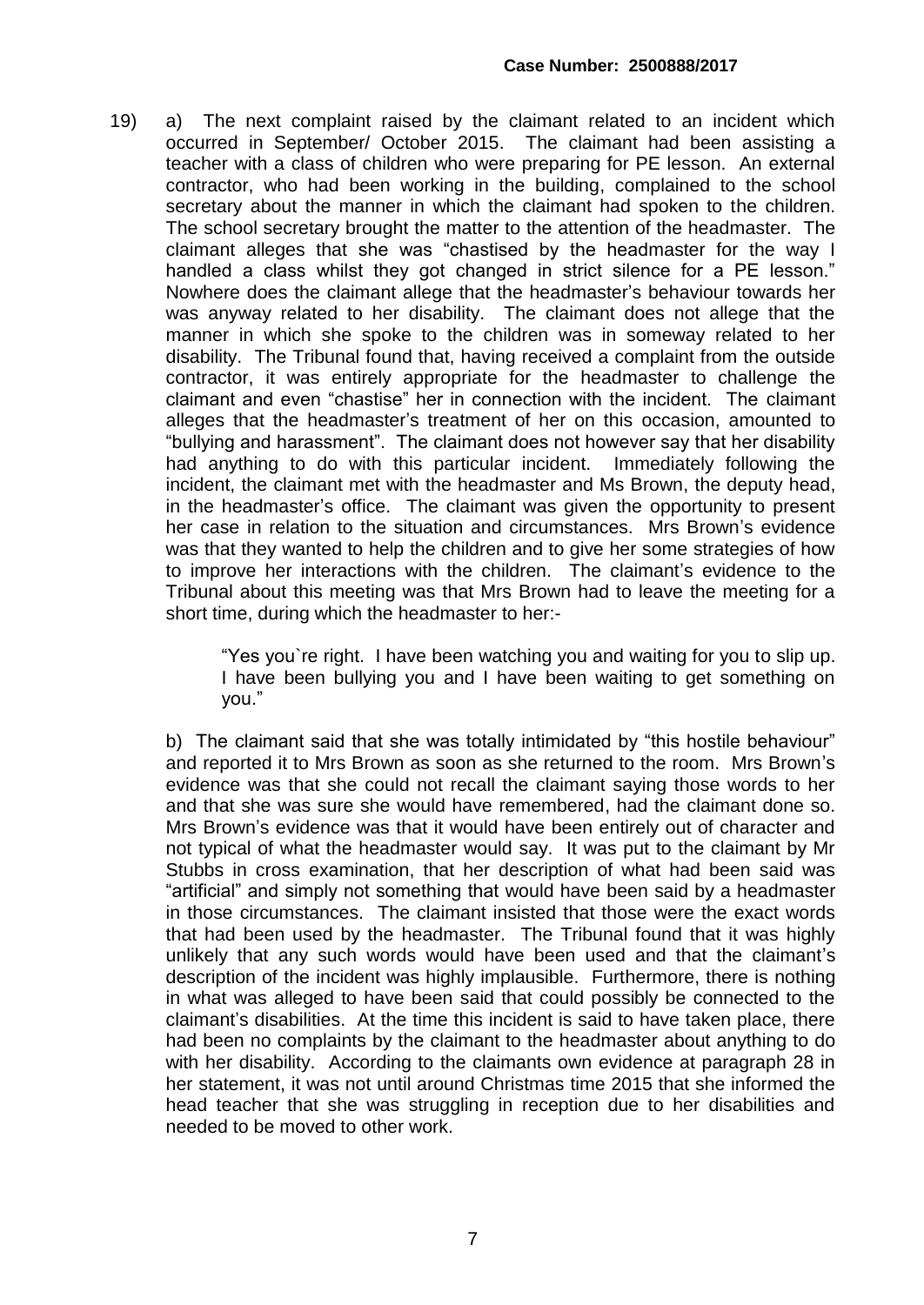19) a) The next complaint raised by the claimant related to an incident which occurred in September/ October 2015. The claimant had been assisting a teacher with a class of children who were preparing for PE lesson. An external contractor, who had been working in the building, complained to the school secretary about the manner in which the claimant had spoken to the children. The school secretary brought the matter to the attention of the headmaster. The claimant alleges that she was "chastised by the headmaster for the way I handled a class whilst they got changed in strict silence for a PE lesson." Nowhere does the claimant allege that the headmaster's behaviour towards her was anyway related to her disability. The claimant does not allege that the manner in which she spoke to the children was in someway related to her disability. The Tribunal found that, having received a complaint from the outside contractor, it was entirely appropriate for the headmaster to challenge the claimant and even "chastise" her in connection with the incident. The claimant alleges that the headmaster's treatment of her on this occasion, amounted to "bullying and harassment". The claimant does not however say that her disability had anything to do with this particular incident. Immediately following the incident, the claimant met with the headmaster and Ms Brown, the deputy head, in the headmaster's office. The claimant was given the opportunity to present her case in relation to the situation and circumstances. Mrs Brown's evidence was that they wanted to help the children and to give her some strategies of how to improve her interactions with the children. The claimant's evidence to the Tribunal about this meeting was that Mrs Brown had to leave the meeting for a short time, during which the headmaster to her:-

> "Yes you`re right. I have been watching you and waiting for you to slip up. I have been bullying you and I have been waiting to get something on you."

b) The claimant said that she was totally intimidated by "this hostile behaviour" and reported it to Mrs Brown as soon as she returned to the room. Mrs Brown's evidence was that she could not recall the claimant saying those words to her and that she was sure she would have remembered, had the claimant done so. Mrs Brown's evidence was that it would have been entirely out of character and not typical of what the headmaster would say. It was put to the claimant by Mr Stubbs in cross examination, that her description of what had been said was "artificial" and simply not something that would have been said by a headmaster in those circumstances. The claimant insisted that those were the exact words that had been used by the headmaster. The Tribunal found that it was highly unlikely that any such words would have been used and that the claimant's description of the incident was highly implausible. Furthermore, there is nothing in what was alleged to have been said that could possibly be connected to the claimant's disabilities. At the time this incident is said to have taken place, there had been no complaints by the claimant to the headmaster about anything to do with her disability. According to the claimants own evidence at paragraph 28 in her statement, it was not until around Christmas time 2015 that she informed the head teacher that she was struggling in reception due to her disabilities and needed to be moved to other work.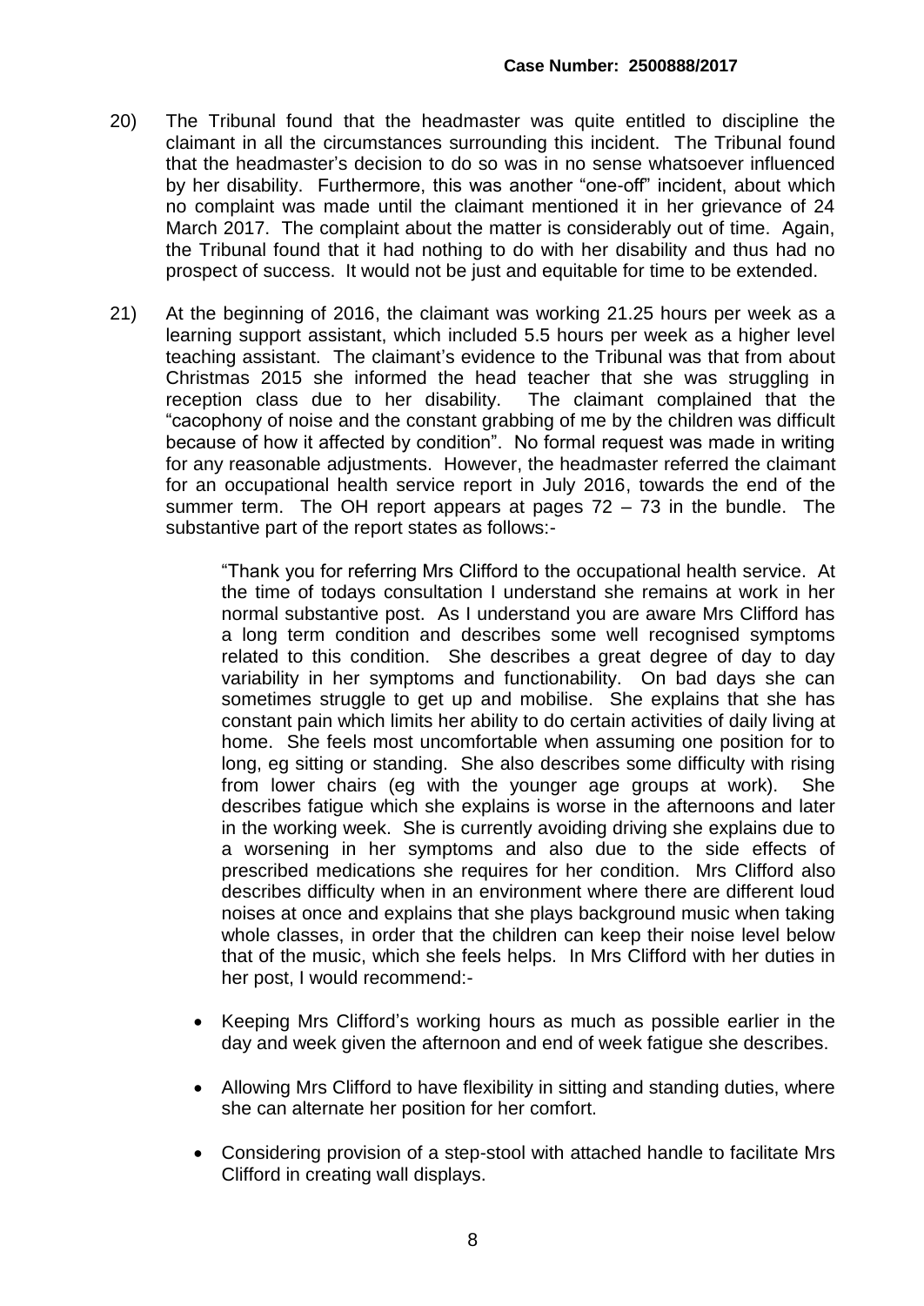20) The Tribunal found that the headmaster was quite entitled to discipline the claimant in all the circumstances surrounding this incident. The Tribunal found that the headmaster's decision to do so was in no sense whatsoever influenced by her disability. Furthermore, this was another "one-off" incident, about which no complaint was made until the claimant mentioned it in her grievance of 24 March 2017. The complaint about the matter is considerably out of time. Again, the Tribunal found that it had nothing to do with her disability and thus had no prospect of success. It would not be just and equitable for time to be extended.

21) At the beginning of 2016, the claimant was working 21.25 hours per week as a learning support assistant, which included 5.5 hours per week as a higher level teaching assistant. The claimant's evidence to the Tribunal was that from about Christmas 2015 she informed the head teacher that she was struggling in reception class due to her disability. The claimant complained that the "cacophony of noise and the constant grabbing of me by the children was difficult because of how it affected by condition". No formal request was made in writing for any reasonable adjustments. However, the headmaster referred the claimant for an occupational health service report in July 2016, towards the end of the summer term. The OH report appears at pages 72 – 73 in the bundle. The substantive part of the report states as follows:-

> "Thank you for referring Mrs Clifford to the occupational health service. At the time of todays consultation I understand she remains at work in her normal substantive post. As I understand you are aware Mrs Clifford has a long term condition and describes some well recognised symptoms related to this condition. She describes a great degree of day to day variability in her symptoms and functionability. On bad days she can sometimes struggle to get up and mobilise. She explains that she has constant pain which limits her ability to do certain activities of daily living at home. She feels most uncomfortable when assuming one position for to long, eg sitting or standing. She also describes some difficulty with rising from lower chairs (eg with the younger age groups at work). She describes fatigue which she explains is worse in the afternoons and later in the working week. She is currently avoiding driving she explains due to a worsening in her symptoms and also due to the side effects of prescribed medications she requires for her condition. Mrs Clifford also describes difficulty when in an environment where there are different loud noises at once and explains that she plays background music when taking whole classes, in order that the children can keep their noise level below that of the music, which she feels helps. In Mrs Clifford with her duties in her post, I would recommend:-
>
> - Keeping Mrs Clifford's working hours as much as possible earlier in the day and week given the afternoon and end of week fatigue she describes.
> - Allowing Mrs Clifford to have flexibility in sitting and standing duties, where she can alternate her position for her comfort.
> - Considering provision of a step-stool with attached handle to facilitate Mrs Clifford in creating wall displays.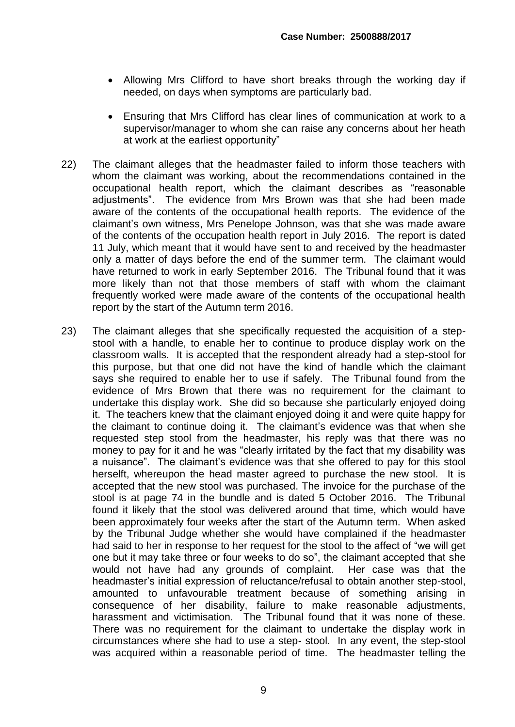- Allowing Mrs Clifford to have short breaks through the working day if needed, on days when symptoms are particularly bad.

- Ensuring that Mrs Clifford has clear lines of communication at work to a supervisor/manager to whom she can raise any concerns about her heath at work at the earliest opportunity"

22) The claimant alleges that the headmaster failed to inform those teachers with whom the claimant was working, about the recommendations contained in the occupational health report, which the claimant describes as "reasonable adjustments". The evidence from Mrs Brown was that she had been made aware of the contents of the occupational health reports. The evidence of the claimant's own witness, Mrs Penelope Johnson, was that she was made aware of the contents of the occupation health report in July 2016. The report is dated 11 July, which meant that it would have sent to and received by the headmaster only a matter of days before the end of the summer term. The claimant would have returned to work in early September 2016. The Tribunal found that it was more likely than not that those members of staff with whom the claimant frequently worked were made aware of the contents of the occupational health report by the start of the Autumn term 2016.

23) The claimant alleges that she specifically requested the acquisition of a step-stool with a handle, to enable her to continue to produce display work on the classroom walls. It is accepted that the respondent already had a step-stool for this purpose, but that one did not have the kind of handle which the claimant says she required to enable her to use if safely. The Tribunal found from the evidence of Mrs Brown that there was no requirement for the claimant to undertake this display work. She did so because she particularly enjoyed doing it. The teachers knew that the claimant enjoyed doing it and were quite happy for the claimant to continue doing it. The claimant's evidence was that when she requested step stool from the headmaster, his reply was that there was no money to pay for it and he was "clearly irritated by the fact that my disability was a nuisance". The claimant's evidence was that she offered to pay for this stool herselft, whereupon the head master agreed to purchase the new stool. It is accepted that the new stool was purchased. The invoice for the purchase of the stool is at page 74 in the bundle and is dated 5 October 2016. The Tribunal found it likely that the stool was delivered around that time, which would have been approximately four weeks after the start of the Autumn term. When asked by the Tribunal Judge whether she would have complained if the headmaster had said to her in response to her request for the stool to the affect of "we will get one but it may take three or four weeks to do so", the claimant accepted that she would not have had any grounds of complaint. Her case was that the headmaster's initial expression of reluctance/refusal to obtain another step-stool, amounted to unfavourable treatment because of something arising in consequence of her disability, failure to make reasonable adjustments, harassment and victimisation. The Tribunal found that it was none of these. There was no requirement for the claimant to undertake the display work in circumstances where she had to use a step- stool. In any event, the step-stool was acquired within a reasonable period of time. The headmaster telling the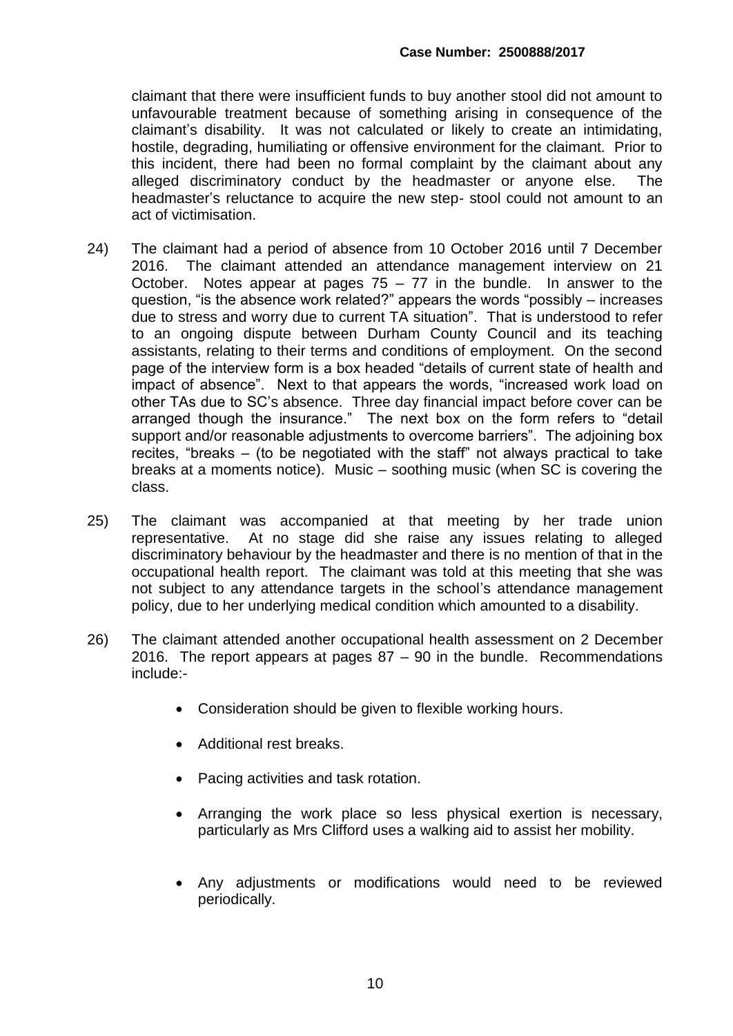claimant that there were insufficient funds to buy another stool did not amount to unfavourable treatment because of something arising in consequence of the claimant's disability. It was not calculated or likely to create an intimidating, hostile, degrading, humiliating or offensive environment for the claimant. Prior to this incident, there had been no formal complaint by the claimant about any alleged discriminatory conduct by the headmaster or anyone else. The headmaster's reluctance to acquire the new step- stool could not amount to an act of victimisation.

24) The claimant had a period of absence from 10 October 2016 until 7 December 2016. The claimant attended an attendance management interview on 21 October. Notes appear at pages 75 – 77 in the bundle. In answer to the question, "is the absence work related?" appears the words "possibly – increases due to stress and worry due to current TA situation". That is understood to refer to an ongoing dispute between Durham County Council and its teaching assistants, relating to their terms and conditions of employment. On the second page of the interview form is a box headed "details of current state of health and impact of absence". Next to that appears the words, "increased work load on other TAs due to SC's absence. Three day financial impact before cover can be arranged though the insurance." The next box on the form refers to "detail support and/or reasonable adjustments to overcome barriers". The adjoining box recites, "breaks – (to be negotiated with the staff" not always practical to take breaks at a moments notice). Music – soothing music (when SC is covering the class.

25) The claimant was accompanied at that meeting by her trade union representative. At no stage did she raise any issues relating to alleged discriminatory behaviour by the headmaster and there is no mention of that in the occupational health report. The claimant was told at this meeting that she was not subject to any attendance targets in the school's attendance management policy, due to her underlying medical condition which amounted to a disability.

26) The claimant attended another occupational health assessment on 2 December 2016. The report appears at pages 87 – 90 in the bundle. Recommendations include:-

- Consideration should be given to flexible working hours.
- Additional rest breaks.
- Pacing activities and task rotation.
- Arranging the work place so less physical exertion is necessary, particularly as Mrs Clifford uses a walking aid to assist her mobility.
- Any adjustments or modifications would need to be reviewed periodically.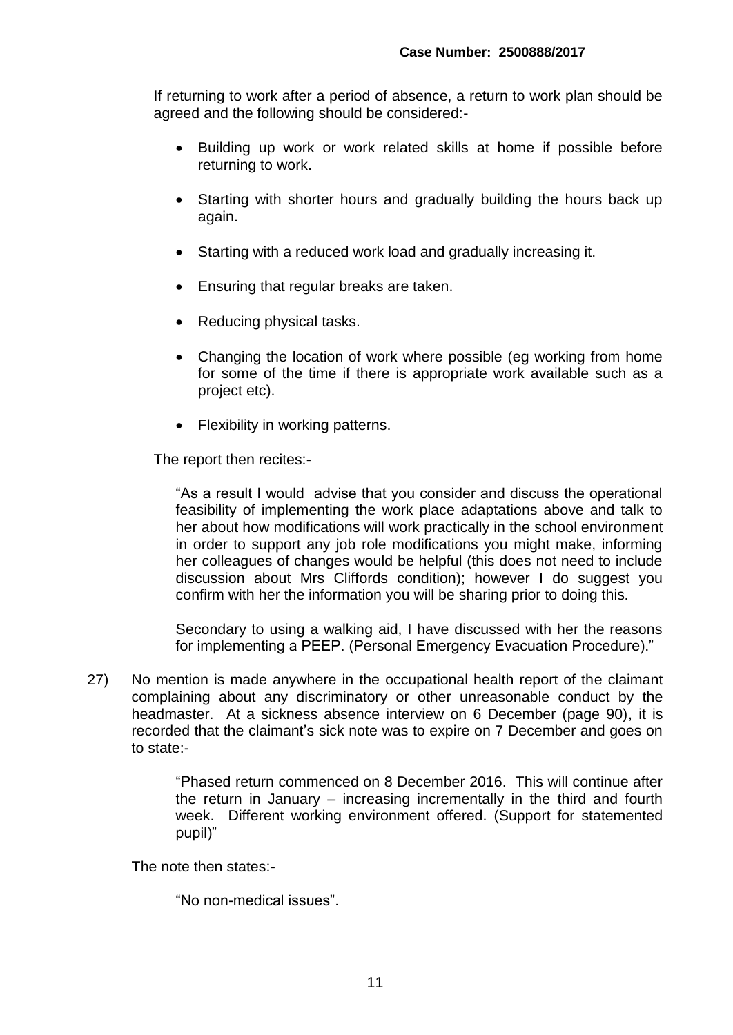If returning to work after a period of absence, a return to work plan should be agreed and the following should be considered:-

- Building up work or work related skills at home if possible before returning to work.
- Starting with shorter hours and gradually building the hours back up again.
- Starting with a reduced work load and gradually increasing it.
- Ensuring that regular breaks are taken.
- Reducing physical tasks.
- Changing the location of work where possible (eg working from home for some of the time if there is appropriate work available such as a project etc).
- Flexibility in working patterns.

The report then recites:-

> "As a result I would advise that you consider and discuss the operational feasibility of implementing the work place adaptations above and talk to her about how modifications will work practically in the school environment in order to support any job role modifications you might make, informing her colleagues of changes would be helpful (this does not need to include discussion about Mrs Cliffords condition); however I do suggest you confirm with her the information you will be sharing prior to doing this.
>
> Secondary to using a walking aid, I have discussed with her the reasons for implementing a PEEP. (Personal Emergency Evacuation Procedure)."

27) No mention is made anywhere in the occupational health report of the claimant complaining about any discriminatory or other unreasonable conduct by the headmaster. At a sickness absence interview on 6 December (page 90), it is recorded that the claimant's sick note was to expire on 7 December and goes on to state:-

> "Phased return commenced on 8 December 2016. This will continue after the return in January – increasing incrementally in the third and fourth week. Different working environment offered. (Support for statemented pupil)"

The note then states:-

> "No non-medical issues".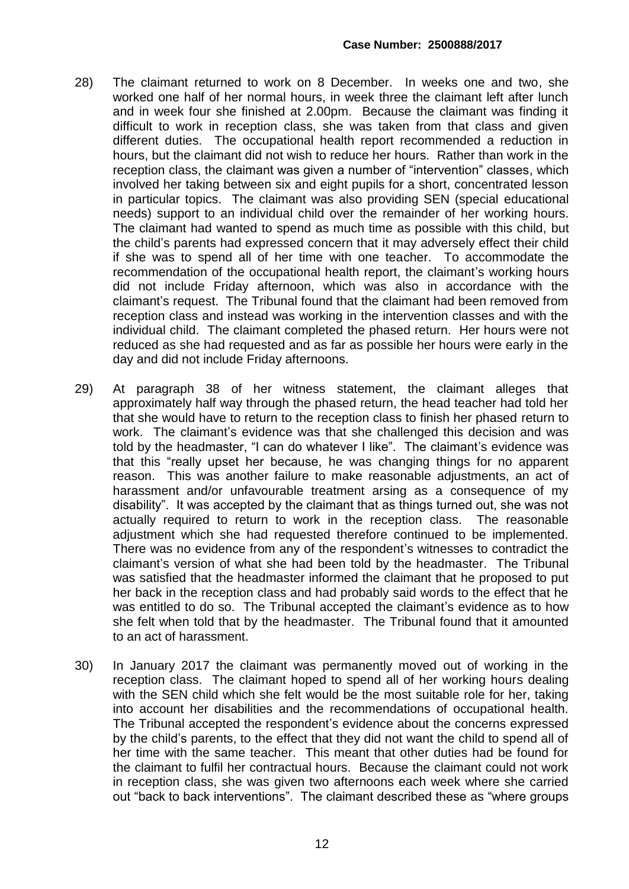28) The claimant returned to work on 8 December. In weeks one and two, she worked one half of her normal hours, in week three the claimant left after lunch and in week four she finished at 2.00pm. Because the claimant was finding it difficult to work in reception class, she was taken from that class and given different duties. The occupational health report recommended a reduction in hours, but the claimant did not wish to reduce her hours. Rather than work in the reception class, the claimant was given a number of "intervention" classes, which involved her taking between six and eight pupils for a short, concentrated lesson in particular topics. The claimant was also providing SEN (special educational needs) support to an individual child over the remainder of her working hours. The claimant had wanted to spend as much time as possible with this child, but the child's parents had expressed concern that it may adversely effect their child if she was to spend all of her time with one teacher. To accommodate the recommendation of the occupational health report, the claimant's working hours did not include Friday afternoon, which was also in accordance with the claimant's request. The Tribunal found that the claimant had been removed from reception class and instead was working in the intervention classes and with the individual child. The claimant completed the phased return. Her hours were not reduced as she had requested and as far as possible her hours were early in the day and did not include Friday afternoons.

29) At paragraph 38 of her witness statement, the claimant alleges that approximately half way through the phased return, the head teacher had told her that she would have to return to the reception class to finish her phased return to work. The claimant's evidence was that she challenged this decision and was told by the headmaster, "I can do whatever I like". The claimant's evidence was that this "really upset her because, he was changing things for no apparent reason. This was another failure to make reasonable adjustments, an act of harassment and/or unfavourable treatment arsing as a consequence of my disability". It was accepted by the claimant that as things turned out, she was not actually required to return to work in the reception class. The reasonable adjustment which she had requested therefore continued to be implemented. There was no evidence from any of the respondent's witnesses to contradict the claimant's version of what she had been told by the headmaster. The Tribunal was satisfied that the headmaster informed the claimant that he proposed to put her back in the reception class and had probably said words to the effect that he was entitled to do so. The Tribunal accepted the claimant's evidence as to how she felt when told that by the headmaster. The Tribunal found that it amounted to an act of harassment.

30) In January 2017 the claimant was permanently moved out of working in the reception class. The claimant hoped to spend all of her working hours dealing with the SEN child which she felt would be the most suitable role for her, taking into account her disabilities and the recommendations of occupational health. The Tribunal accepted the respondent's evidence about the concerns expressed by the child's parents, to the effect that they did not want the child to spend all of her time with the same teacher. This meant that other duties had be found for the claimant to fulfil her contractual hours. Because the claimant could not work in reception class, she was given two afternoons each week where she carried out "back to back interventions". The claimant described these as "where groups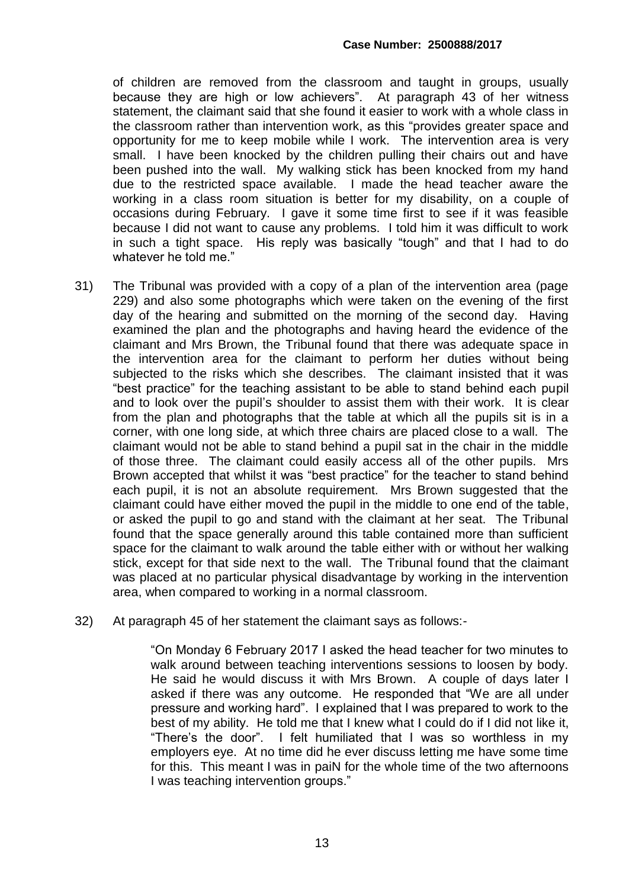of children are removed from the classroom and taught in groups, usually because they are high or low achievers". At paragraph 43 of her witness statement, the claimant said that she found it easier to work with a whole class in the classroom rather than intervention work, as this "provides greater space and opportunity for me to keep mobile while I work. The intervention area is very small. I have been knocked by the children pulling their chairs out and have been pushed into the wall. My walking stick has been knocked from my hand due to the restricted space available. I made the head teacher aware the working in a class room situation is better for my disability, on a couple of occasions during February. I gave it some time first to see if it was feasible because I did not want to cause any problems. I told him it was difficult to work in such a tight space. His reply was basically "tough" and that I had to do whatever he told me."

31) The Tribunal was provided with a copy of a plan of the intervention area (page 229) and also some photographs which were taken on the evening of the first day of the hearing and submitted on the morning of the second day. Having examined the plan and the photographs and having heard the evidence of the claimant and Mrs Brown, the Tribunal found that there was adequate space in the intervention area for the claimant to perform her duties without being subjected to the risks which she describes. The claimant insisted that it was "best practice" for the teaching assistant to be able to stand behind each pupil and to look over the pupil's shoulder to assist them with their work. It is clear from the plan and photographs that the table at which all the pupils sit is in a corner, with one long side, at which three chairs are placed close to a wall. The claimant would not be able to stand behind a pupil sat in the chair in the middle of those three. The claimant could easily access all of the other pupils. Mrs Brown accepted that whilst it was "best practice" for the teacher to stand behind each pupil, it is not an absolute requirement. Mrs Brown suggested that the claimant could have either moved the pupil in the middle to one end of the table, or asked the pupil to go and stand with the claimant at her seat. The Tribunal found that the space generally around this table contained more than sufficient space for the claimant to walk around the table either with or without her walking stick, except for that side next to the wall. The Tribunal found that the claimant was placed at no particular physical disadvantage by working in the intervention area, when compared to working in a normal classroom.

32) At paragraph 45 of her statement the claimant says as follows:-

> "On Monday 6 February 2017 I asked the head teacher for two minutes to walk around between teaching interventions sessions to loosen by body. He said he would discuss it with Mrs Brown. A couple of days later I asked if there was any outcome. He responded that "We are all under pressure and working hard". I explained that I was prepared to work to the best of my ability. He told me that I knew what I could do if I did not like it, "There's the door". I felt humiliated that I was so worthless in my employers eye. At no time did he ever discuss letting me have some time for this. This meant I was in paiN for the whole time of the two afternoons I was teaching intervention groups."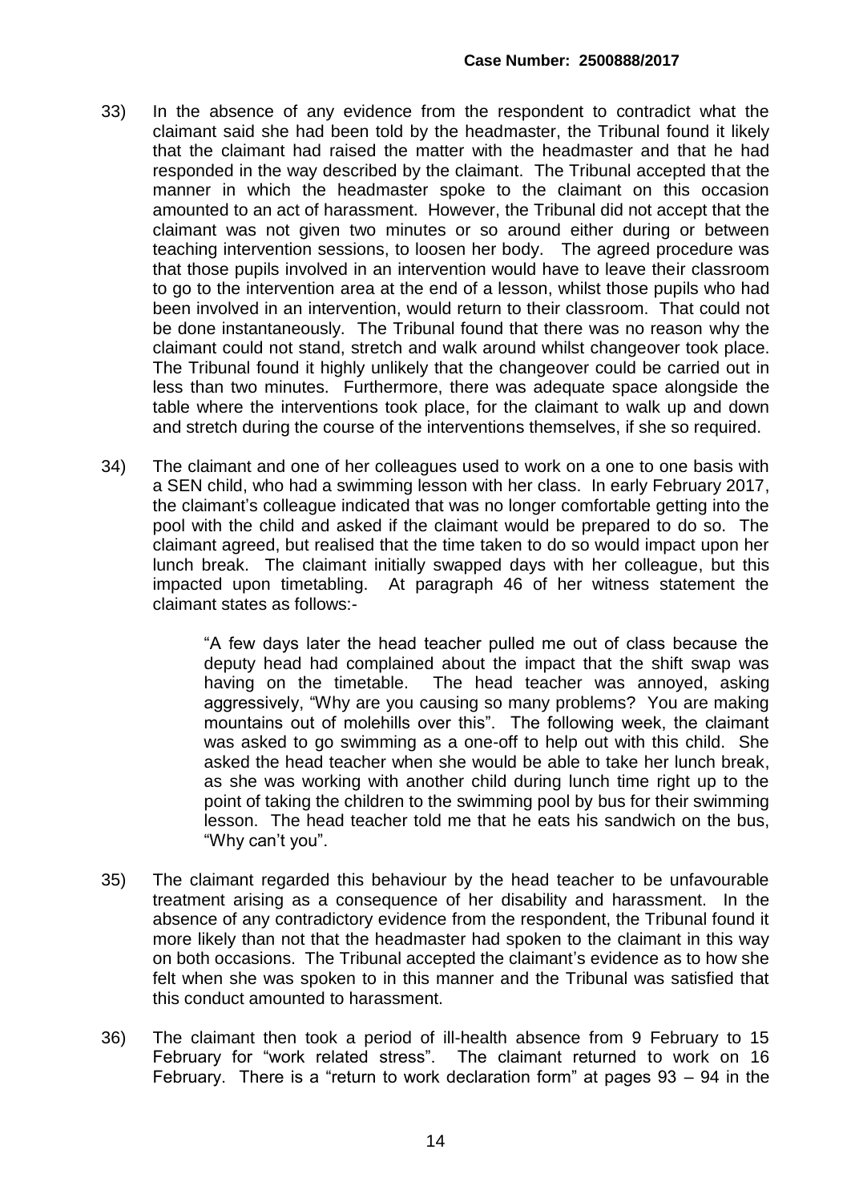33) In the absence of any evidence from the respondent to contradict what the claimant said she had been told by the headmaster, the Tribunal found it likely that the claimant had raised the matter with the headmaster and that he had responded in the way described by the claimant. The Tribunal accepted that the manner in which the headmaster spoke to the claimant on this occasion amounted to an act of harassment. However, the Tribunal did not accept that the claimant was not given two minutes or so around either during or between teaching intervention sessions, to loosen her body. The agreed procedure was that those pupils involved in an intervention would have to leave their classroom to go to the intervention area at the end of a lesson, whilst those pupils who had been involved in an intervention, would return to their classroom. That could not be done instantaneously. The Tribunal found that there was no reason why the claimant could not stand, stretch and walk around whilst changeover took place. The Tribunal found it highly unlikely that the changeover could be carried out in less than two minutes. Furthermore, there was adequate space alongside the table where the interventions took place, for the claimant to walk up and down and stretch during the course of the interventions themselves, if she so required.

34) The claimant and one of her colleagues used to work on a one to one basis with a SEN child, who had a swimming lesson with her class. In early February 2017, the claimant's colleague indicated that was no longer comfortable getting into the pool with the child and asked if the claimant would be prepared to do so. The claimant agreed, but realised that the time taken to do so would impact upon her lunch break. The claimant initially swapped days with her colleague, but this impacted upon timetabling. At paragraph 46 of her witness statement the claimant states as follows:-

> "A few days later the head teacher pulled me out of class because the deputy head had complained about the impact that the shift swap was having on the timetable. The head teacher was annoyed, asking aggressively, "Why are you causing so many problems? You are making mountains out of molehills over this". The following week, the claimant was asked to go swimming as a one-off to help out with this child. She asked the head teacher when she would be able to take her lunch break, as she was working with another child during lunch time right up to the point of taking the children to the swimming pool by bus for their swimming lesson. The head teacher told me that he eats his sandwich on the bus, "Why can't you".

35) The claimant regarded this behaviour by the head teacher to be unfavourable treatment arising as a consequence of her disability and harassment. In the absence of any contradictory evidence from the respondent, the Tribunal found it more likely than not that the headmaster had spoken to the claimant in this way on both occasions. The Tribunal accepted the claimant's evidence as to how she felt when she was spoken to in this manner and the Tribunal was satisfied that this conduct amounted to harassment.

36) The claimant then took a period of ill-health absence from 9 February to 15 February for "work related stress". The claimant returned to work on 16 February. There is a "return to work declaration form" at pages 93 – 94 in the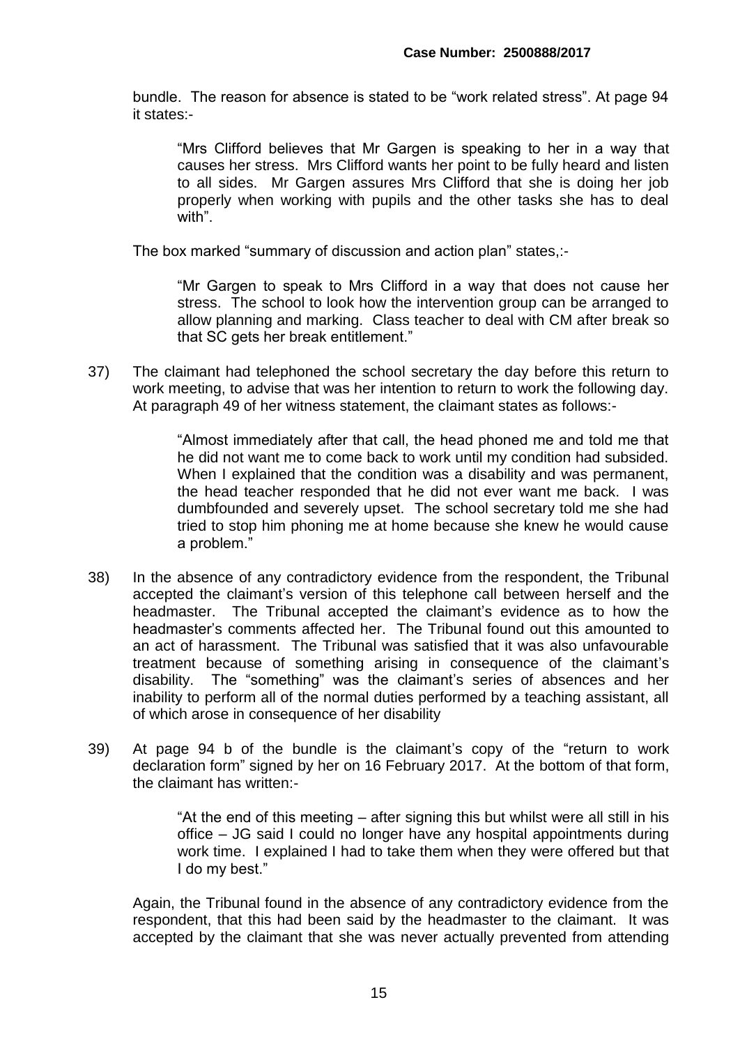bundle. The reason for absence is stated to be "work related stress". At page 94 it states:-

> "Mrs Clifford believes that Mr Gargen is speaking to her in a way that causes her stress. Mrs Clifford wants her point to be fully heard and listen to all sides. Mr Gargen assures Mrs Clifford that she is doing her job properly when working with pupils and the other tasks she has to deal with".

The box marked "summary of discussion and action plan" states,:-

> "Mr Gargen to speak to Mrs Clifford in a way that does not cause her stress. The school to look how the intervention group can be arranged to allow planning and marking. Class teacher to deal with CM after break so that SC gets her break entitlement."

37) The claimant had telephoned the school secretary the day before this return to work meeting, to advise that was her intention to return to work the following day. At paragraph 49 of her witness statement, the claimant states as follows:-

> "Almost immediately after that call, the head phoned me and told me that he did not want me to come back to work until my condition had subsided. When I explained that the condition was a disability and was permanent, the head teacher responded that he did not ever want me back. I was dumbfounded and severely upset. The school secretary told me she had tried to stop him phoning me at home because she knew he would cause a problem."

38) In the absence of any contradictory evidence from the respondent, the Tribunal accepted the claimant's version of this telephone call between herself and the headmaster. The Tribunal accepted the claimant's evidence as to how the headmaster's comments affected her. The Tribunal found out this amounted to an act of harassment. The Tribunal was satisfied that it was also unfavourable treatment because of something arising in consequence of the claimant's disability. The "something" was the claimant's series of absences and her inability to perform all of the normal duties performed by a teaching assistant, all of which arose in consequence of her disability

39) At page 94 b of the bundle is the claimant's copy of the "return to work declaration form" signed by her on 16 February 2017. At the bottom of that form, the claimant has written:-

> "At the end of this meeting – after signing this but whilst were all still in his office – JG said I could no longer have any hospital appointments during work time. I explained I had to take them when they were offered but that I do my best."

Again, the Tribunal found in the absence of any contradictory evidence from the respondent, that this had been said by the headmaster to the claimant. It was accepted by the claimant that she was never actually prevented from attending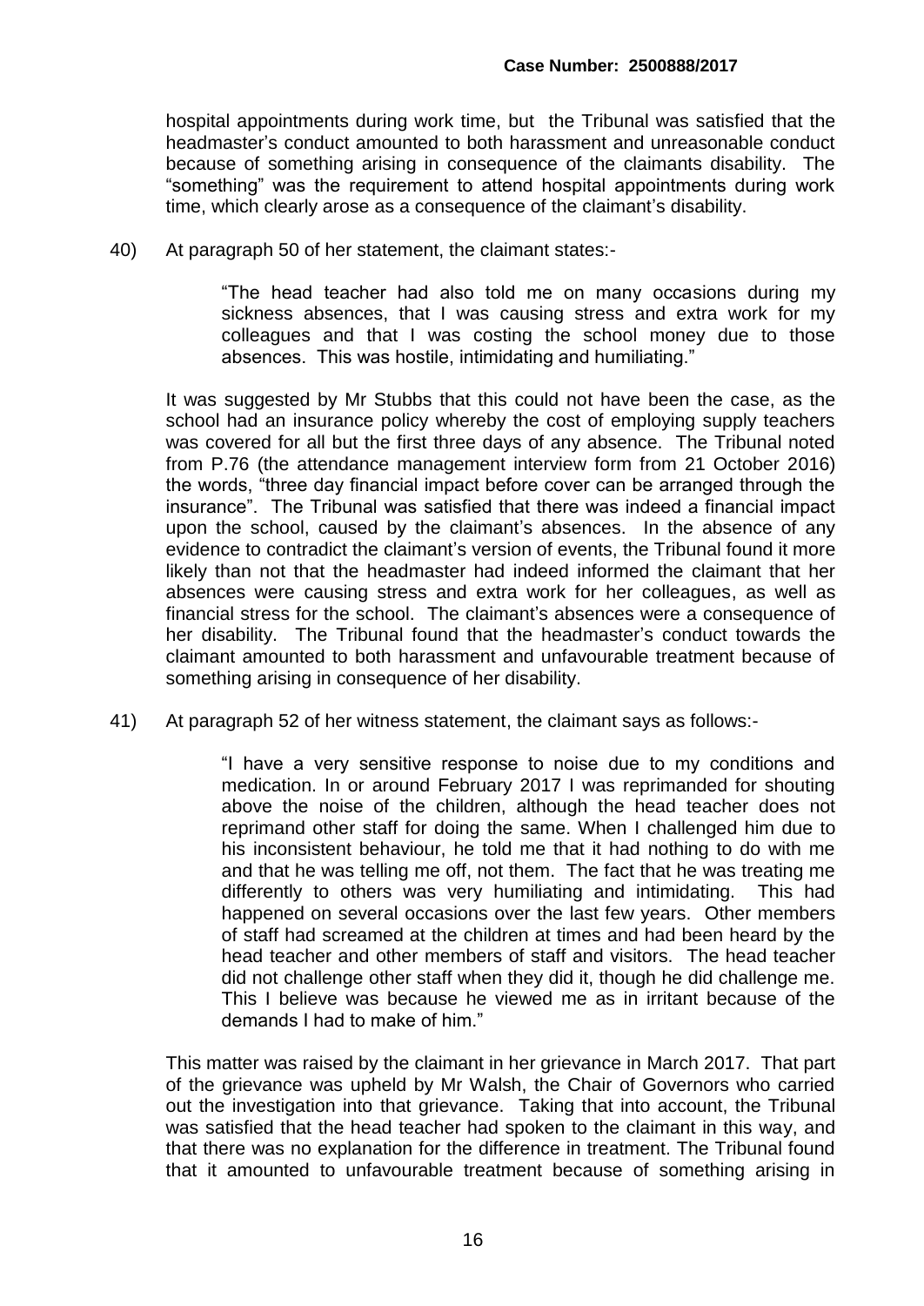hospital appointments during work time, but the Tribunal was satisfied that the headmaster's conduct amounted to both harassment and unreasonable conduct because of something arising in consequence of the claimants disability. The "something" was the requirement to attend hospital appointments during work time, which clearly arose as a consequence of the claimant's disability.

40) At paragraph 50 of her statement, the claimant states:-

> "The head teacher had also told me on many occasions during my sickness absences, that I was causing stress and extra work for my colleagues and that I was costing the school money due to those absences. This was hostile, intimidating and humiliating."

It was suggested by Mr Stubbs that this could not have been the case, as the school had an insurance policy whereby the cost of employing supply teachers was covered for all but the first three days of any absence. The Tribunal noted from P.76 (the attendance management interview form from 21 October 2016) the words, "three day financial impact before cover can be arranged through the insurance". The Tribunal was satisfied that there was indeed a financial impact upon the school, caused by the claimant's absences. In the absence of any evidence to contradict the claimant's version of events, the Tribunal found it more likely than not that the headmaster had indeed informed the claimant that her absences were causing stress and extra work for her colleagues, as well as financial stress for the school. The claimant's absences were a consequence of her disability. The Tribunal found that the headmaster's conduct towards the claimant amounted to both harassment and unfavourable treatment because of something arising in consequence of her disability.

41) At paragraph 52 of her witness statement, the claimant says as follows:-

> "I have a very sensitive response to noise due to my conditions and medication. In or around February 2017 I was reprimanded for shouting above the noise of the children, although the head teacher does not reprimand other staff for doing the same. When I challenged him due to his inconsistent behaviour, he told me that it had nothing to do with me and that he was telling me off, not them. The fact that he was treating me differently to others was very humiliating and intimidating. This had happened on several occasions over the last few years. Other members of staff had screamed at the children at times and had been heard by the head teacher and other members of staff and visitors. The head teacher did not challenge other staff when they did it, though he did challenge me. This I believe was because he viewed me as in irritant because of the demands I had to make of him."

This matter was raised by the claimant in her grievance in March 2017. That part of the grievance was upheld by Mr Walsh, the Chair of Governors who carried out the investigation into that grievance. Taking that into account, the Tribunal was satisfied that the head teacher had spoken to the claimant in this way, and that there was no explanation for the difference in treatment. The Tribunal found that it amounted to unfavourable treatment because of something arising in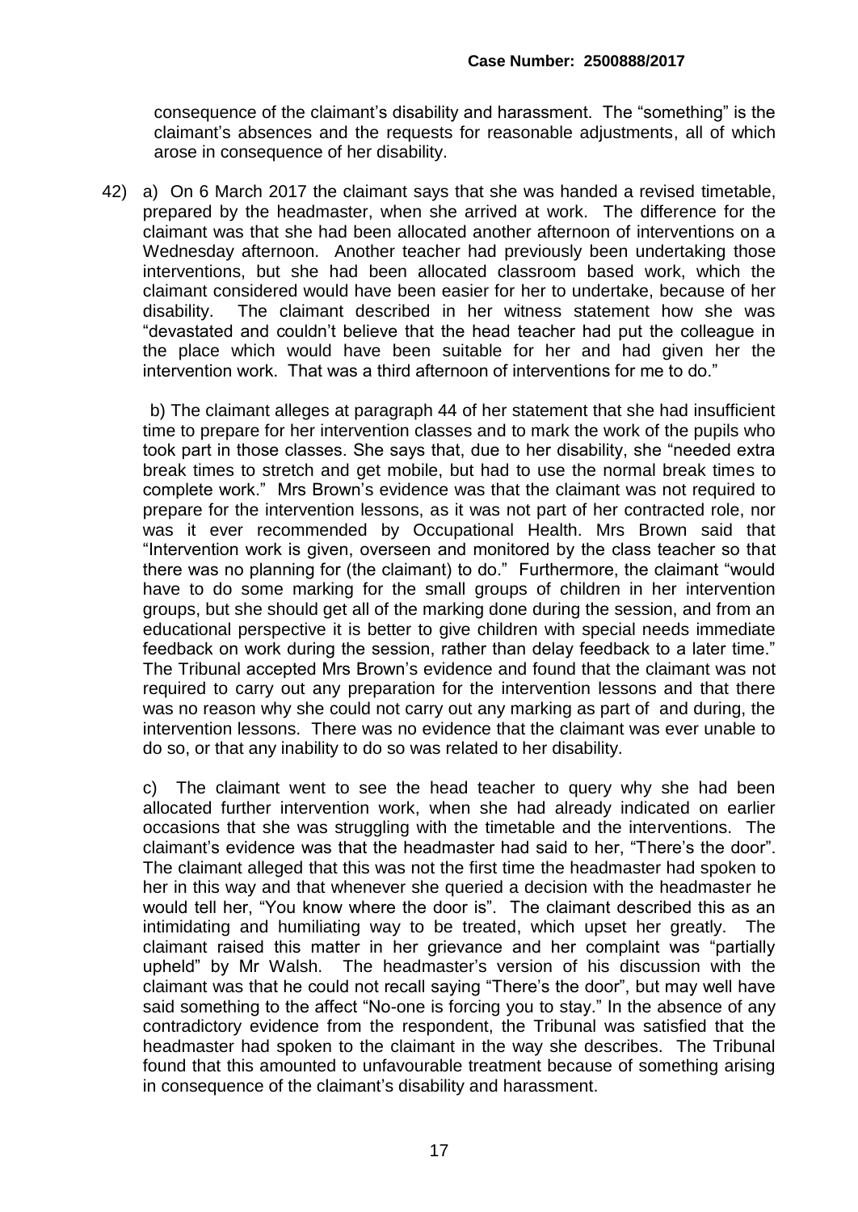consequence of the claimant's disability and harassment. The "something" is the claimant's absences and the requests for reasonable adjustments, all of which arose in consequence of her disability.

42) a) On 6 March 2017 the claimant says that she was handed a revised timetable, prepared by the headmaster, when she arrived at work. The difference for the claimant was that she had been allocated another afternoon of interventions on a Wednesday afternoon. Another teacher had previously been undertaking those interventions, but she had been allocated classroom based work, which the claimant considered would have been easier for her to undertake, because of her disability. The claimant described in her witness statement how she was "devastated and couldn't believe that the head teacher had put the colleague in the place which would have been suitable for her and had given her the intervention work. That was a third afternoon of interventions for me to do."

b) The claimant alleges at paragraph 44 of her statement that she had insufficient time to prepare for her intervention classes and to mark the work of the pupils who took part in those classes. She says that, due to her disability, she "needed extra break times to stretch and get mobile, but had to use the normal break times to complete work." Mrs Brown's evidence was that the claimant was not required to prepare for the intervention lessons, as it was not part of her contracted role, nor was it ever recommended by Occupational Health. Mrs Brown said that "Intervention work is given, overseen and monitored by the class teacher so that there was no planning for (the claimant) to do." Furthermore, the claimant "would have to do some marking for the small groups of children in her intervention groups, but she should get all of the marking done during the session, and from an educational perspective it is better to give children with special needs immediate feedback on work during the session, rather than delay feedback to a later time." The Tribunal accepted Mrs Brown's evidence and found that the claimant was not required to carry out any preparation for the intervention lessons and that there was no reason why she could not carry out any marking as part of and during, the intervention lessons. There was no evidence that the claimant was ever unable to do so, or that any inability to do so was related to her disability.

c) The claimant went to see the head teacher to query why she had been allocated further intervention work, when she had already indicated on earlier occasions that she was struggling with the timetable and the interventions. The claimant's evidence was that the headmaster had said to her, "There's the door". The claimant alleged that this was not the first time the headmaster had spoken to her in this way and that whenever she queried a decision with the headmaster he would tell her, "You know where the door is". The claimant described this as an intimidating and humiliating way to be treated, which upset her greatly. The claimant raised this matter in her grievance and her complaint was "partially upheld" by Mr Walsh. The headmaster's version of his discussion with the claimant was that he could not recall saying "There's the door", but may well have said something to the affect "No-one is forcing you to stay." In the absence of any contradictory evidence from the respondent, the Tribunal was satisfied that the headmaster had spoken to the claimant in the way she describes. The Tribunal found that this amounted to unfavourable treatment because of something arising in consequence of the claimant's disability and harassment.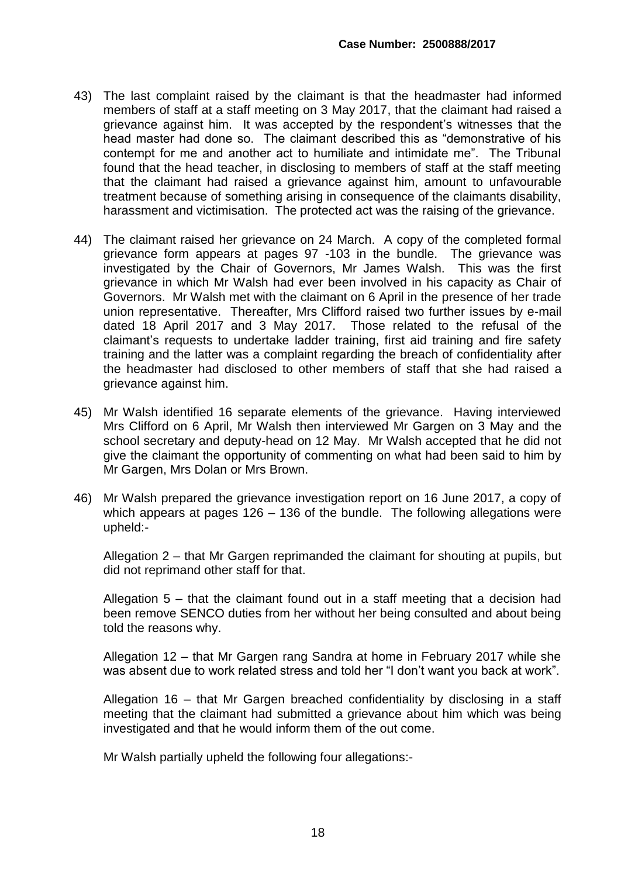43) The last complaint raised by the claimant is that the headmaster had informed members of staff at a staff meeting on 3 May 2017, that the claimant had raised a grievance against him. It was accepted by the respondent's witnesses that the head master had done so. The claimant described this as "demonstrative of his contempt for me and another act to humiliate and intimidate me". The Tribunal found that the head teacher, in disclosing to members of staff at the staff meeting that the claimant had raised a grievance against him, amount to unfavourable treatment because of something arising in consequence of the claimants disability, harassment and victimisation. The protected act was the raising of the grievance.

44) The claimant raised her grievance on 24 March. A copy of the completed formal grievance form appears at pages 97 -103 in the bundle. The grievance was investigated by the Chair of Governors, Mr James Walsh. This was the first grievance in which Mr Walsh had ever been involved in his capacity as Chair of Governors. Mr Walsh met with the claimant on 6 April in the presence of her trade union representative. Thereafter, Mrs Clifford raised two further issues by e-mail dated 18 April 2017 and 3 May 2017. Those related to the refusal of the claimant's requests to undertake ladder training, first aid training and fire safety training and the latter was a complaint regarding the breach of confidentiality after the headmaster had disclosed to other members of staff that she had raised a grievance against him.

45) Mr Walsh identified 16 separate elements of the grievance. Having interviewed Mrs Clifford on 6 April, Mr Walsh then interviewed Mr Gargen on 3 May and the school secretary and deputy-head on 12 May. Mr Walsh accepted that he did not give the claimant the opportunity of commenting on what had been said to him by Mr Gargen, Mrs Dolan or Mrs Brown.

46) Mr Walsh prepared the grievance investigation report on 16 June 2017, a copy of which appears at pages 126 – 136 of the bundle. The following allegations were upheld:-

    Allegation 2 – that Mr Gargen reprimanded the claimant for shouting at pupils, but did not reprimand other staff for that.

    Allegation 5 – that the claimant found out in a staff meeting that a decision had been remove SENCO duties from her without her being consulted and about being told the reasons why.

    Allegation 12 – that Mr Gargen rang Sandra at home in February 2017 while she was absent due to work related stress and told her "I don't want you back at work".

    Allegation 16 – that Mr Gargen breached confidentiality by disclosing in a staff meeting that the claimant had submitted a grievance about him which was being investigated and that he would inform them of the out come.

    Mr Walsh partially upheld the following four allegations:-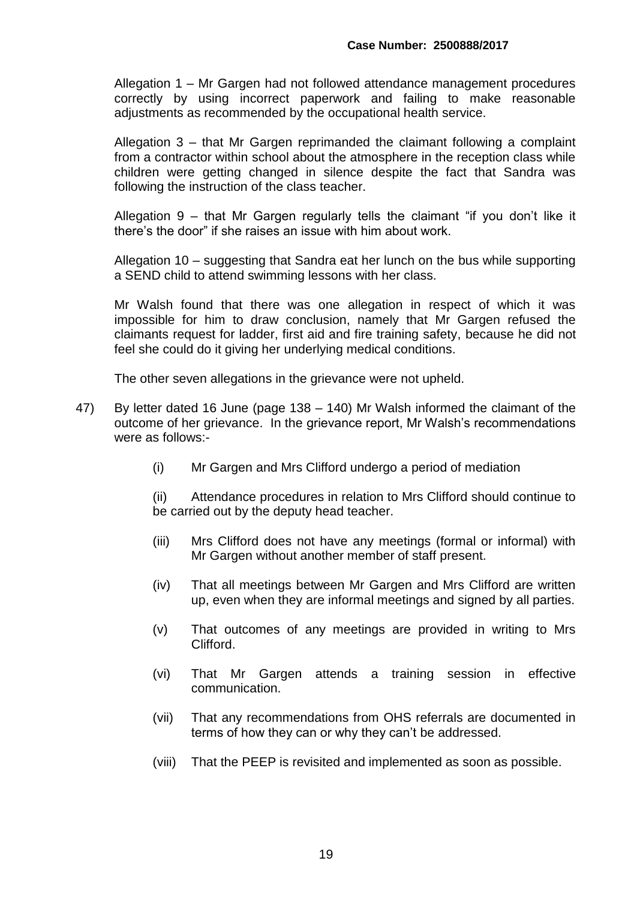Allegation 1 – Mr Gargen had not followed attendance management procedures correctly by using incorrect paperwork and failing to make reasonable adjustments as recommended by the occupational health service.

Allegation 3 – that Mr Gargen reprimanded the claimant following a complaint from a contractor within school about the atmosphere in the reception class while children were getting changed in silence despite the fact that Sandra was following the instruction of the class teacher.

Allegation 9 – that Mr Gargen regularly tells the claimant "if you don't like it there's the door" if she raises an issue with him about work.

Allegation 10 – suggesting that Sandra eat her lunch on the bus while supporting a SEND child to attend swimming lessons with her class.

Mr Walsh found that there was one allegation in respect of which it was impossible for him to draw conclusion, namely that Mr Gargen refused the claimants request for ladder, first aid and fire training safety, because he did not feel she could do it giving her underlying medical conditions.

The other seven allegations in the grievance were not upheld.

47) By letter dated 16 June (page 138 – 140) Mr Walsh informed the claimant of the outcome of her grievance. In the grievance report, Mr Walsh's recommendations were as follows:-

(i) Mr Gargen and Mrs Clifford undergo a period of mediation

(ii) Attendance procedures in relation to Mrs Clifford should continue to be carried out by the deputy head teacher.

(iii) Mrs Clifford does not have any meetings (formal or informal) with Mr Gargen without another member of staff present.

(iv) That all meetings between Mr Gargen and Mrs Clifford are written up, even when they are informal meetings and signed by all parties.

(v) That outcomes of any meetings are provided in writing to Mrs Clifford.

(vi) That Mr Gargen attends a training session in effective communication.

(vii) That any recommendations from OHS referrals are documented in terms of how they can or why they can't be addressed.

(viii) That the PEEP is revisited and implemented as soon as possible.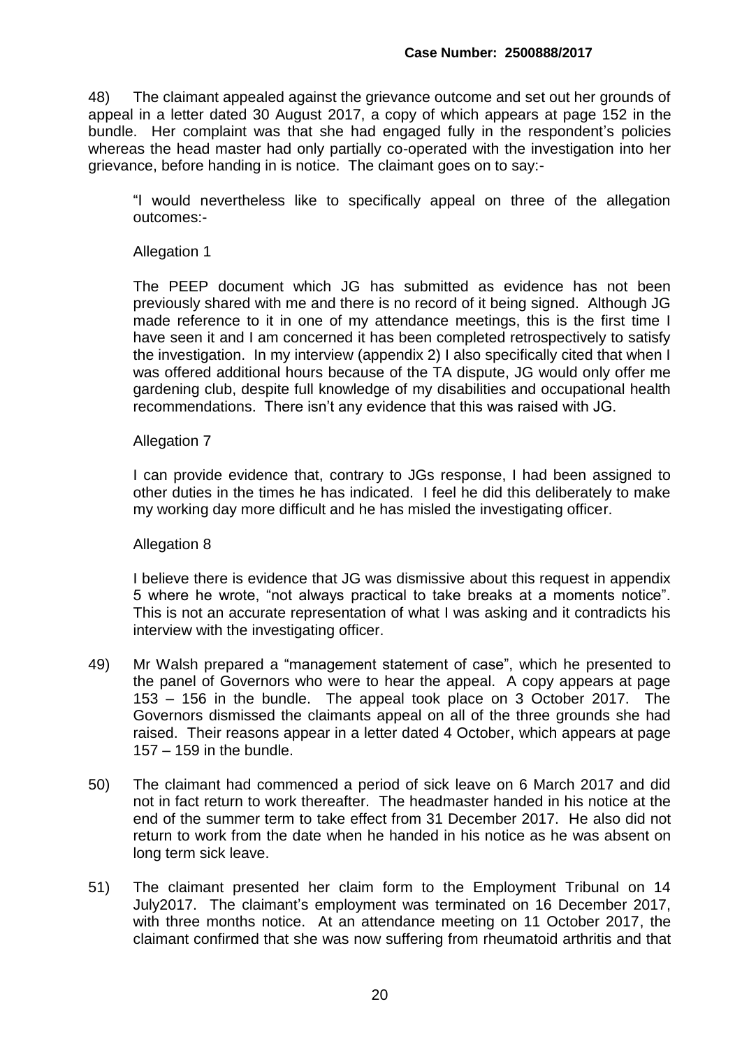48) The claimant appealed against the grievance outcome and set out her grounds of appeal in a letter dated 30 August 2017, a copy of which appears at page 152 in the bundle. Her complaint was that she had engaged fully in the respondent's policies whereas the head master had only partially co-operated with the investigation into her grievance, before handing in is notice. The claimant goes on to say:-

> "I would nevertheless like to specifically appeal on three of the allegation outcomes:-
>
> Allegation 1
>
> The PEEP document which JG has submitted as evidence has not been previously shared with me and there is no record of it being signed. Although JG made reference to it in one of my attendance meetings, this is the first time I have seen it and I am concerned it has been completed retrospectively to satisfy the investigation. In my interview (appendix 2) I also specifically cited that when I was offered additional hours because of the TA dispute, JG would only offer me gardening club, despite full knowledge of my disabilities and occupational health recommendations. There isn't any evidence that this was raised with JG.
>
> Allegation 7
>
> I can provide evidence that, contrary to JGs response, I had been assigned to other duties in the times he has indicated. I feel he did this deliberately to make my working day more difficult and he has misled the investigating officer.
>
> Allegation 8
>
> I believe there is evidence that JG was dismissive about this request in appendix 5 where he wrote, "not always practical to take breaks at a moments notice". This is not an accurate representation of what I was asking and it contradicts his interview with the investigating officer.

49) Mr Walsh prepared a "management statement of case", which he presented to the panel of Governors who were to hear the appeal. A copy appears at page 153 – 156 in the bundle. The appeal took place on 3 October 2017. The Governors dismissed the claimants appeal on all of the three grounds she had raised. Their reasons appear in a letter dated 4 October, which appears at page 157 – 159 in the bundle.

50) The claimant had commenced a period of sick leave on 6 March 2017 and did not in fact return to work thereafter. The headmaster handed in his notice at the end of the summer term to take effect from 31 December 2017. He also did not return to work from the date when he handed in his notice as he was absent on long term sick leave.

51) The claimant presented her claim form to the Employment Tribunal on 14 July2017. The claimant's employment was terminated on 16 December 2017, with three months notice. At an attendance meeting on 11 October 2017, the claimant confirmed that she was now suffering from rheumatoid arthritis and that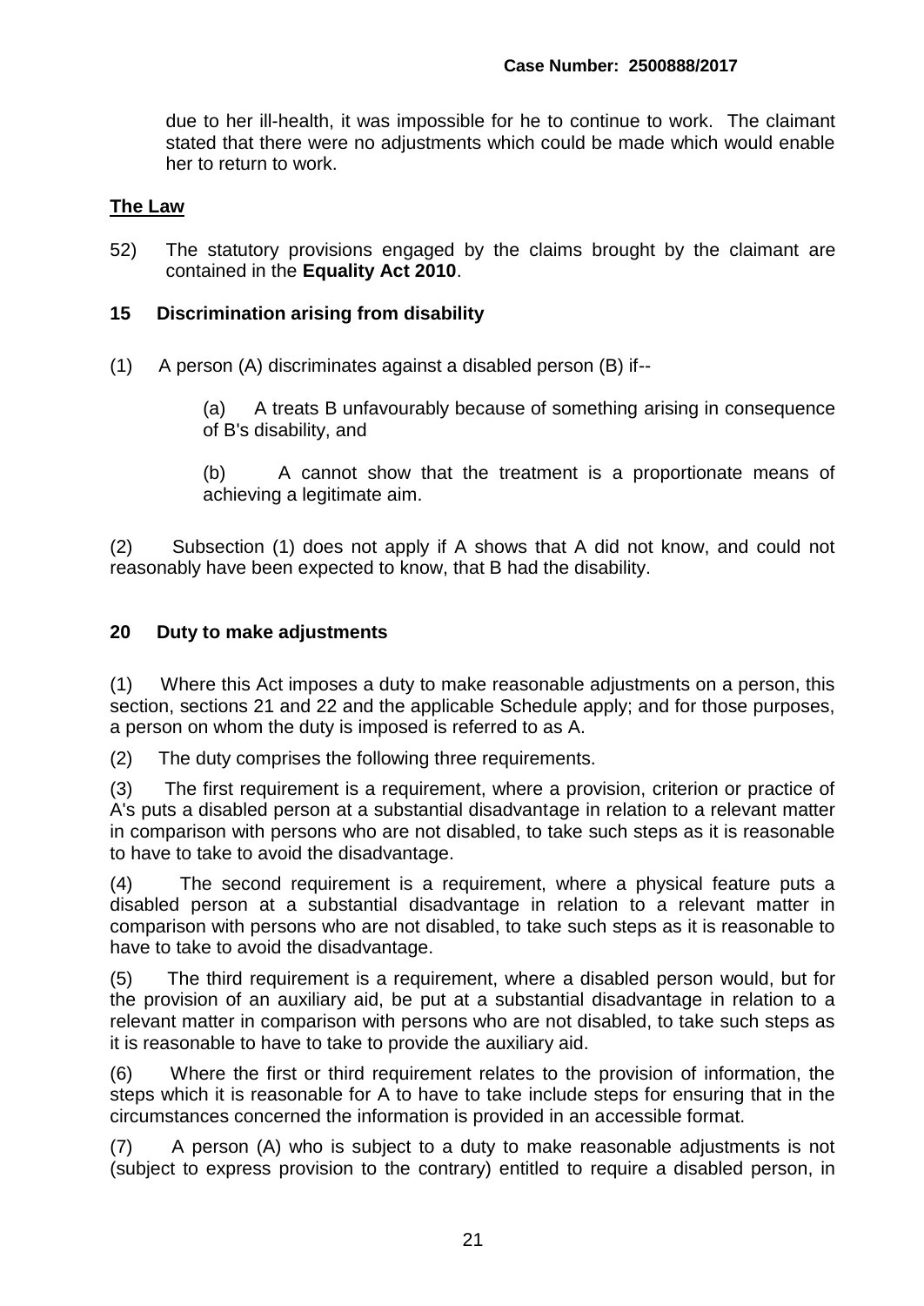due to her ill-health, it was impossible for he to continue to work. The claimant stated that there were no adjustments which could be made which would enable her to return to work.

## The Law

52) The statutory provisions engaged by the claims brought by the claimant are contained in the **Equality Act 2010**.

### 15 Discrimination arising from disability

(1) A person (A) discriminates against a disabled person (B) if--

(a) A treats B unfavourably because of something arising in consequence of B's disability, and

(b) A cannot show that the treatment is a proportionate means of achieving a legitimate aim.

(2) Subsection (1) does not apply if A shows that A did not know, and could not reasonably have been expected to know, that B had the disability.

### 20 Duty to make adjustments

(1) Where this Act imposes a duty to make reasonable adjustments on a person, this section, sections 21 and 22 and the applicable Schedule apply; and for those purposes, a person on whom the duty is imposed is referred to as A.

(2) The duty comprises the following three requirements.

(3) The first requirement is a requirement, where a provision, criterion or practice of A's puts a disabled person at a substantial disadvantage in relation to a relevant matter in comparison with persons who are not disabled, to take such steps as it is reasonable to have to take to avoid the disadvantage.

(4) The second requirement is a requirement, where a physical feature puts a disabled person at a substantial disadvantage in relation to a relevant matter in comparison with persons who are not disabled, to take such steps as it is reasonable to have to take to avoid the disadvantage.

(5) The third requirement is a requirement, where a disabled person would, but for the provision of an auxiliary aid, be put at a substantial disadvantage in relation to a relevant matter in comparison with persons who are not disabled, to take such steps as it is reasonable to have to take to provide the auxiliary aid.

(6) Where the first or third requirement relates to the provision of information, the steps which it is reasonable for A to have to take include steps for ensuring that in the circumstances concerned the information is provided in an accessible format.

(7) A person (A) who is subject to a duty to make reasonable adjustments is not (subject to express provision to the contrary) entitled to require a disabled person, in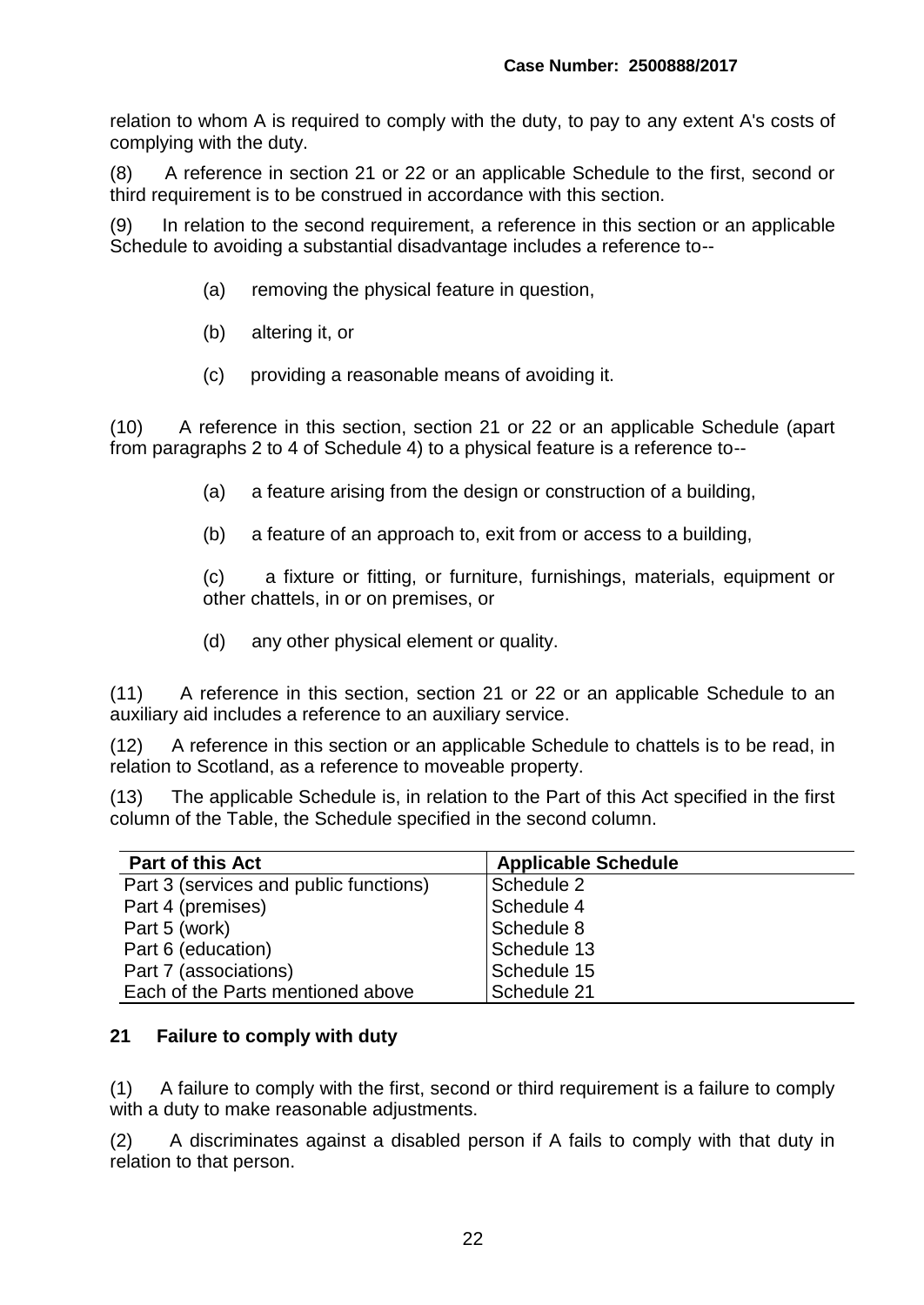relation to whom A is required to comply with the duty, to pay to any extent A's costs of complying with the duty.

(8) A reference in section 21 or 22 or an applicable Schedule to the first, second or third requirement is to be construed in accordance with this section.

(9) In relation to the second requirement, a reference in this section or an applicable Schedule to avoiding a substantial disadvantage includes a reference to--

(a) removing the physical feature in question,

(b) altering it, or

(c) providing a reasonable means of avoiding it.

(10) A reference in this section, section 21 or 22 or an applicable Schedule (apart from paragraphs 2 to 4 of Schedule 4) to a physical feature is a reference to--

(a) a feature arising from the design or construction of a building,

(b) a feature of an approach to, exit from or access to a building,

(c) a fixture or fitting, or furniture, furnishings, materials, equipment or other chattels, in or on premises, or

(d) any other physical element or quality.

(11) A reference in this section, section 21 or 22 or an applicable Schedule to an auxiliary aid includes a reference to an auxiliary service.

(12) A reference in this section or an applicable Schedule to chattels is to be read, in relation to Scotland, as a reference to moveable property.

(13) The applicable Schedule is, in relation to the Part of this Act specified in the first column of the Table, the Schedule specified in the second column.

| Part of this Act | Applicable Schedule |
|---|---|
| Part 3 (services and public functions) | Schedule 2 |
| Part 4 (premises) | Schedule 4 |
| Part 5 (work) | Schedule 8 |
| Part 6 (education) | Schedule 13 |
| Part 7 (associations) | Schedule 15 |
| Each of the Parts mentioned above | Schedule 21 |

**21 Failure to comply with duty**

(1) A failure to comply with the first, second or third requirement is a failure to comply with a duty to make reasonable adjustments.

(2) A discriminates against a disabled person if A fails to comply with that duty in relation to that person.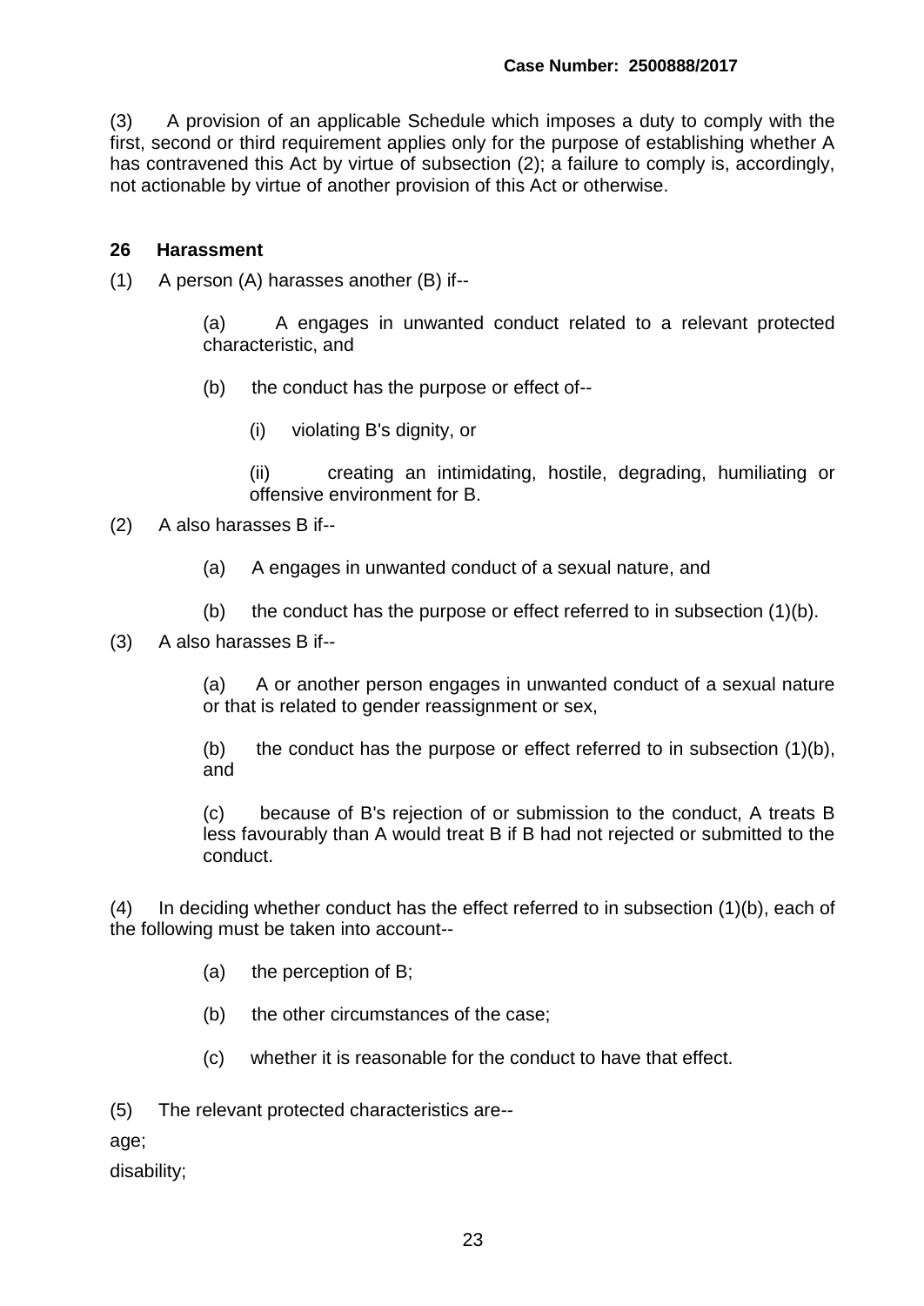(3) A provision of an applicable Schedule which imposes a duty to comply with the first, second or third requirement applies only for the purpose of establishing whether A has contravened this Act by virtue of subsection (2); a failure to comply is, accordingly, not actionable by virtue of another provision of this Act or otherwise.

**26 Harassment**

(1) A person (A) harasses another (B) if--

> (a) A engages in unwanted conduct related to a relevant protected characteristic, and
>
> (b) the conduct has the purpose or effect of--
>
> > (i) violating B's dignity, or
> >
> > (ii) creating an intimidating, hostile, degrading, humiliating or offensive environment for B.

(2) A also harasses B if--

> (a) A engages in unwanted conduct of a sexual nature, and
>
> (b) the conduct has the purpose or effect referred to in subsection (1)(b).

(3) A also harasses B if--

> (a) A or another person engages in unwanted conduct of a sexual nature or that is related to gender reassignment or sex,
>
> (b) the conduct has the purpose or effect referred to in subsection (1)(b), and
>
> (c) because of B's rejection of or submission to the conduct, A treats B less favourably than A would treat B if B had not rejected or submitted to the conduct.

(4) In deciding whether conduct has the effect referred to in subsection (1)(b), each of the following must be taken into account--

> (a) the perception of B;
>
> (b) the other circumstances of the case;
>
> (c) whether it is reasonable for the conduct to have that effect.

(5) The relevant protected characteristics are--

age;

disability;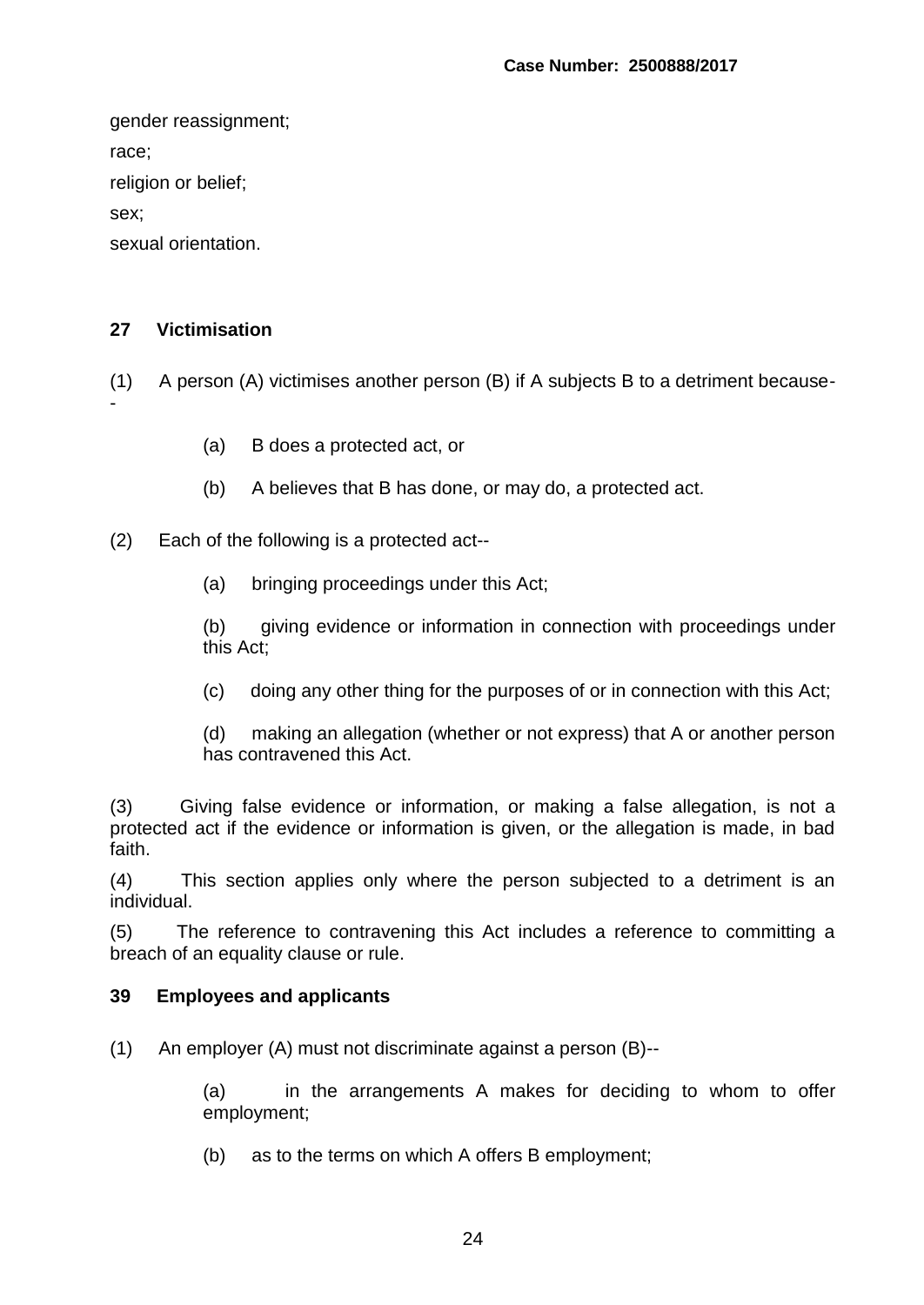gender reassignment;

race;

religion or belief;

sex;

sexual orientation.

**27 Victimisation**

(1) A person (A) victimises another person (B) if A subjects B to a detriment because--

(a) B does a protected act, or

(b) A believes that B has done, or may do, a protected act.

(2) Each of the following is a protected act--

(a) bringing proceedings under this Act;

(b) giving evidence or information in connection with proceedings under this Act;

(c) doing any other thing for the purposes of or in connection with this Act;

(d) making an allegation (whether or not express) that A or another person has contravened this Act.

(3) Giving false evidence or information, or making a false allegation, is not a protected act if the evidence or information is given, or the allegation is made, in bad faith.

(4) This section applies only where the person subjected to a detriment is an individual.

(5) The reference to contravening this Act includes a reference to committing a breach of an equality clause or rule.

**39 Employees and applicants**

(1) An employer (A) must not discriminate against a person (B)--

(a) in the arrangements A makes for deciding to whom to offer employment;

(b) as to the terms on which A offers B employment;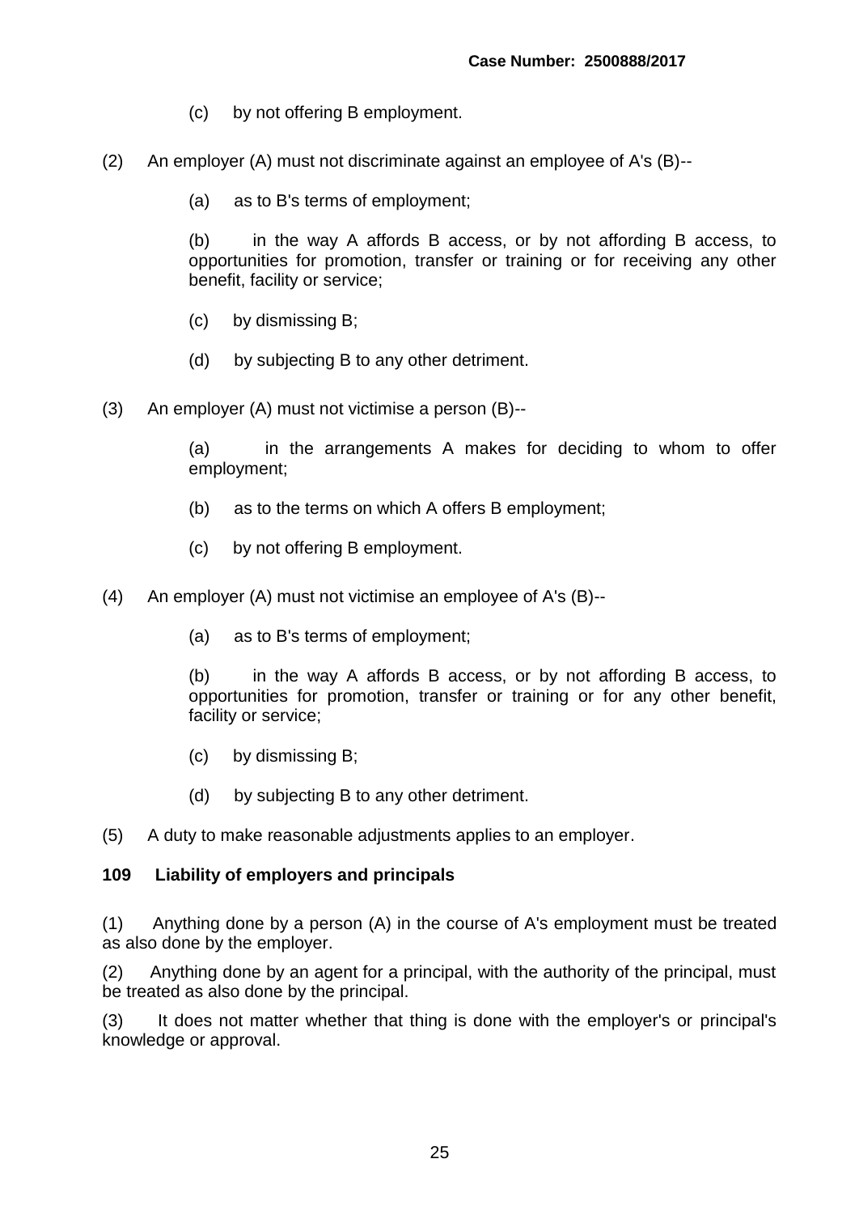(c) by not offering B employment.

(2) An employer (A) must not discriminate against an employee of A's (B)--

(a) as to B's terms of employment;

(b) in the way A affords B access, or by not affording B access, to opportunities for promotion, transfer or training or for receiving any other benefit, facility or service;

(c) by dismissing B;

(d) by subjecting B to any other detriment.

(3) An employer (A) must not victimise a person (B)--

(a) in the arrangements A makes for deciding to whom to offer employment;

(b) as to the terms on which A offers B employment;

(c) by not offering B employment.

(4) An employer (A) must not victimise an employee of A's (B)--

(a) as to B's terms of employment;

(b) in the way A affords B access, or by not affording B access, to opportunities for promotion, transfer or training or for any other benefit, facility or service;

(c) by dismissing B;

(d) by subjecting B to any other detriment.

(5) A duty to make reasonable adjustments applies to an employer.

**109 Liability of employers and principals**

(1) Anything done by a person (A) in the course of A's employment must be treated as also done by the employer.

(2) Anything done by an agent for a principal, with the authority of the principal, must be treated as also done by the principal.

(3) It does not matter whether that thing is done with the employer's or principal's knowledge or approval.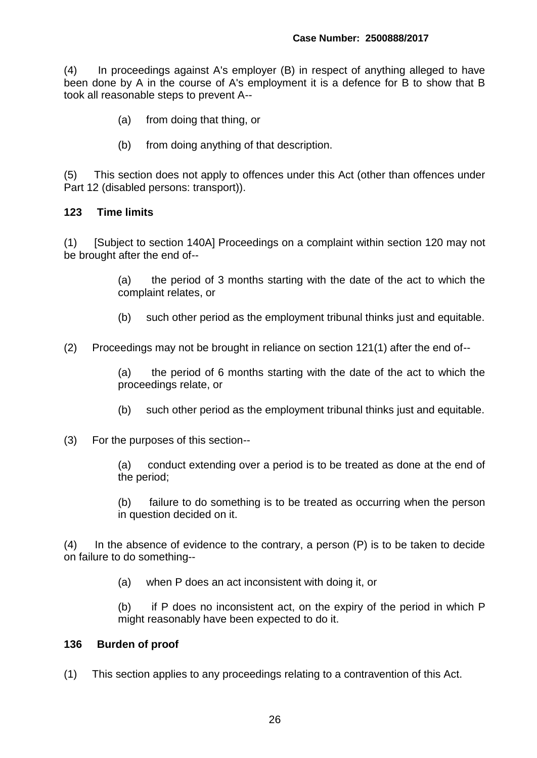(4) In proceedings against A's employer (B) in respect of anything alleged to have been done by A in the course of A's employment it is a defence for B to show that B took all reasonable steps to prevent A--

> (a) from doing that thing, or
>
> (b) from doing anything of that description.

(5) This section does not apply to offences under this Act (other than offences under Part 12 (disabled persons: transport)).

**123 Time limits**

(1) [Subject to section 140A] Proceedings on a complaint within section 120 may not be brought after the end of--

> (a) the period of 3 months starting with the date of the act to which the complaint relates, or
>
> (b) such other period as the employment tribunal thinks just and equitable.

(2) Proceedings may not be brought in reliance on section 121(1) after the end of--

> (a) the period of 6 months starting with the date of the act to which the proceedings relate, or
>
> (b) such other period as the employment tribunal thinks just and equitable.

(3) For the purposes of this section--

> (a) conduct extending over a period is to be treated as done at the end of the period;
>
> (b) failure to do something is to be treated as occurring when the person in question decided on it.

(4) In the absence of evidence to the contrary, a person (P) is to be taken to decide on failure to do something--

> (a) when P does an act inconsistent with doing it, or
>
> (b) if P does no inconsistent act, on the expiry of the period in which P might reasonably have been expected to do it.

**136 Burden of proof**

(1) This section applies to any proceedings relating to a contravention of this Act.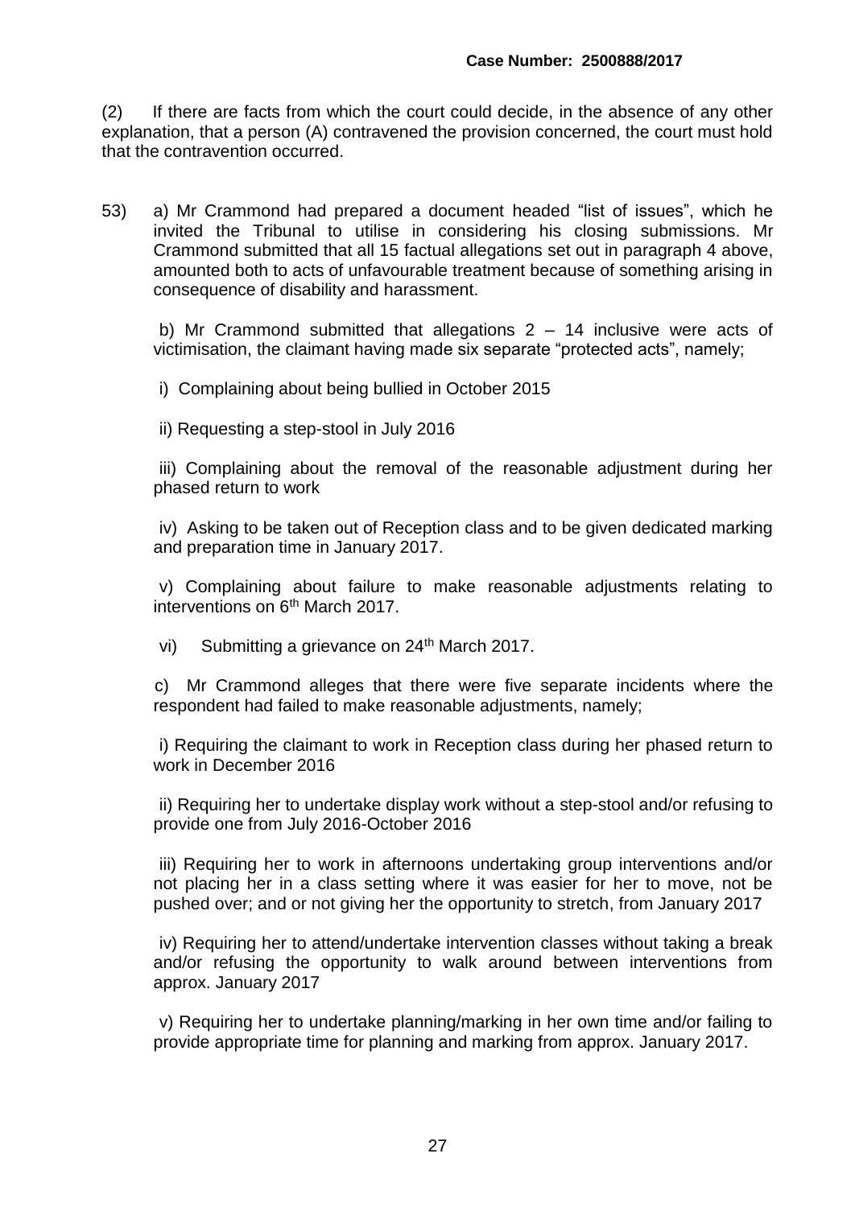(2) If there are facts from which the court could decide, in the absence of any other explanation, that a person (A) contravened the provision concerned, the court must hold that the contravention occurred.

53) a) Mr Crammond had prepared a document headed "list of issues", which he invited the Tribunal to utilise in considering his closing submissions. Mr Crammond submitted that all 15 factual allegations set out in paragraph 4 above, amounted both to acts of unfavourable treatment because of something arising in consequence of disability and harassment.

b) Mr Crammond submitted that allegations 2 – 14 inclusive were acts of victimisation, the claimant having made six separate "protected acts", namely;

i) Complaining about being bullied in October 2015

ii) Requesting a step-stool in July 2016

iii) Complaining about the removal of the reasonable adjustment during her phased return to work

iv) Asking to be taken out of Reception class and to be given dedicated marking and preparation time in January 2017.

v) Complaining about failure to make reasonable adjustments relating to interventions on 6th March 2017.

vi) Submitting a grievance on 24th March 2017.

c) Mr Crammond alleges that there were five separate incidents where the respondent had failed to make reasonable adjustments, namely;

i) Requiring the claimant to work in Reception class during her phased return to work in December 2016

ii) Requiring her to undertake display work without a step-stool and/or refusing to provide one from July 2016-October 2016

iii) Requiring her to work in afternoons undertaking group interventions and/or not placing her in a class setting where it was easier for her to move, not be pushed over; and or not giving her the opportunity to stretch, from January 2017

iv) Requiring her to attend/undertake intervention classes without taking a break and/or refusing the opportunity to walk around between interventions from approx. January 2017

v) Requiring her to undertake planning/marking in her own time and/or failing to provide appropriate time for planning and marking from approx. January 2017.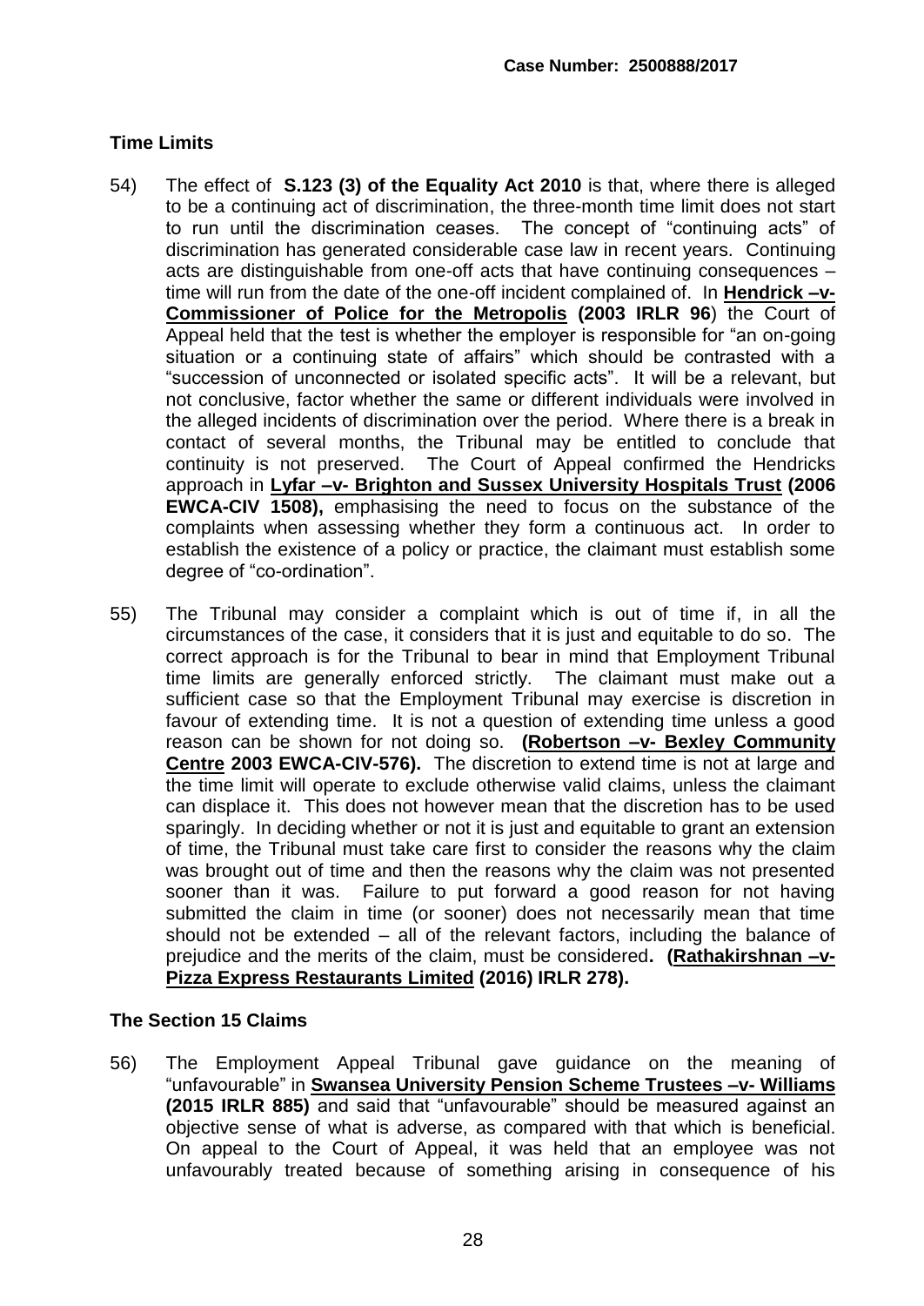### Time Limits

54) The effect of **S.123 (3) of the Equality Act 2010** is that, where there is alleged to be a continuing act of discrimination, the three-month time limit does not start to run until the discrimination ceases. The concept of "continuing acts" of discrimination has generated considerable case law in recent years. Continuing acts are distinguishable from one-off acts that have continuing consequences – time will run from the date of the one-off incident complained of. In **Hendrick –v- Commissioner of Police for the Metropolis (2003 IRLR 96**) the Court of Appeal held that the test is whether the employer is responsible for "an on-going situation or a continuing state of affairs" which should be contrasted with a "succession of unconnected or isolated specific acts". It will be a relevant, but not conclusive, factor whether the same or different individuals were involved in the alleged incidents of discrimination over the period. Where there is a break in contact of several months, the Tribunal may be entitled to conclude that continuity is not preserved. The Court of Appeal confirmed the Hendricks approach in **Lyfar –v- Brighton and Sussex University Hospitals Trust (2006 EWCA-CIV 1508),** emphasising the need to focus on the substance of the complaints when assessing whether they form a continuous act. In order to establish the existence of a policy or practice, the claimant must establish some degree of "co-ordination".

55) The Tribunal may consider a complaint which is out of time if, in all the circumstances of the case, it considers that it is just and equitable to do so. The correct approach is for the Tribunal to bear in mind that Employment Tribunal time limits are generally enforced strictly. The claimant must make out a sufficient case so that the Employment Tribunal may exercise is discretion in favour of extending time. It is not a question of extending time unless a good reason can be shown for not doing so. **(Robertson –v- Bexley Community Centre 2003 EWCA-CIV-576).** The discretion to extend time is not at large and the time limit will operate to exclude otherwise valid claims, unless the claimant can displace it. This does not however mean that the discretion has to be used sparingly. In deciding whether or not it is just and equitable to grant an extension of time, the Tribunal must take care first to consider the reasons why the claim was brought out of time and then the reasons why the claim was not presented sooner than it was. Failure to put forward a good reason for not having submitted the claim in time (or sooner) does not necessarily mean that time should not be extended – all of the relevant factors, including the balance of prejudice and the merits of the claim, must be considered**. (Rathakirshnan –v- Pizza Express Restaurants Limited (2016) IRLR 278).**

### The Section 15 Claims

56) The Employment Appeal Tribunal gave guidance on the meaning of "unfavourable" in **Swansea University Pension Scheme Trustees –v- Williams (2015 IRLR 885)** and said that "unfavourable" should be measured against an objective sense of what is adverse, as compared with that which is beneficial. On appeal to the Court of Appeal, it was held that an employee was not unfavourably treated because of something arising in consequence of his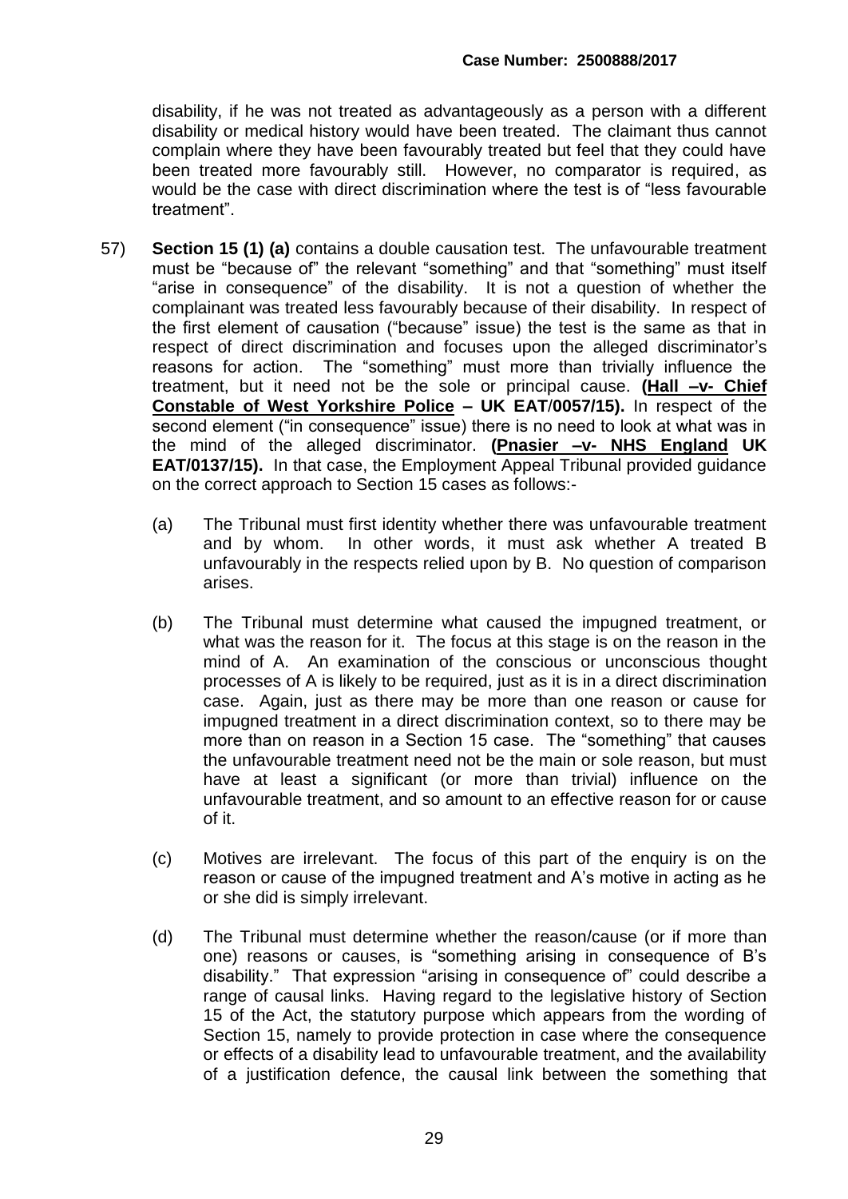disability, if he was not treated as advantageously as a person with a different disability or medical history would have been treated. The claimant thus cannot complain where they have been favourably treated but feel that they could have been treated more favourably still. However, no comparator is required, as would be the case with direct discrimination where the test is of "less favourable treatment".

57) **Section 15 (1) (a)** contains a double causation test. The unfavourable treatment must be "because of" the relevant "something" and that "something" must itself "arise in consequence" of the disability. It is not a question of whether the complainant was treated less favourably because of their disability. In respect of the first element of causation ("because" issue) the test is the same as that in respect of direct discrimination and focuses upon the alleged discriminator's reasons for action. The "something" must more than trivially influence the treatment, but it need not be the sole or principal cause. **(<u>Hall –v- Chief Constable of West Yorkshire Police</u> – UK EAT/0057/15).** In respect of the second element ("in consequence" issue) there is no need to look at what was in the mind of the alleged discriminator. **(<u>Pnasier –v- NHS England</u> UK EAT/0137/15).** In that case, the Employment Appeal Tribunal provided guidance on the correct approach to Section 15 cases as follows:-

   (a) The Tribunal must first identity whether there was unfavourable treatment and by whom. In other words, it must ask whether A treated B unfavourably in the respects relied upon by B. No question of comparison arises.

   (b) The Tribunal must determine what caused the impugned treatment, or what was the reason for it. The focus at this stage is on the reason in the mind of A. An examination of the conscious or unconscious thought processes of A is likely to be required, just as it is in a direct discrimination case. Again, just as there may be more than one reason or cause for impugned treatment in a direct discrimination context, so to there may be more than on reason in a Section 15 case. The "something" that causes the unfavourable treatment need not be the main or sole reason, but must have at least a significant (or more than trivial) influence on the unfavourable treatment, and so amount to an effective reason for or cause of it.

   (c) Motives are irrelevant. The focus of this part of the enquiry is on the reason or cause of the impugned treatment and A's motive in acting as he or she did is simply irrelevant.

   (d) The Tribunal must determine whether the reason/cause (or if more than one) reasons or causes, is "something arising in consequence of B's disability." That expression "arising in consequence of" could describe a range of causal links. Having regard to the legislative history of Section 15 of the Act, the statutory purpose which appears from the wording of Section 15, namely to provide protection in case where the consequence or effects of a disability lead to unfavourable treatment, and the availability of a justification defence, the causal link between the something that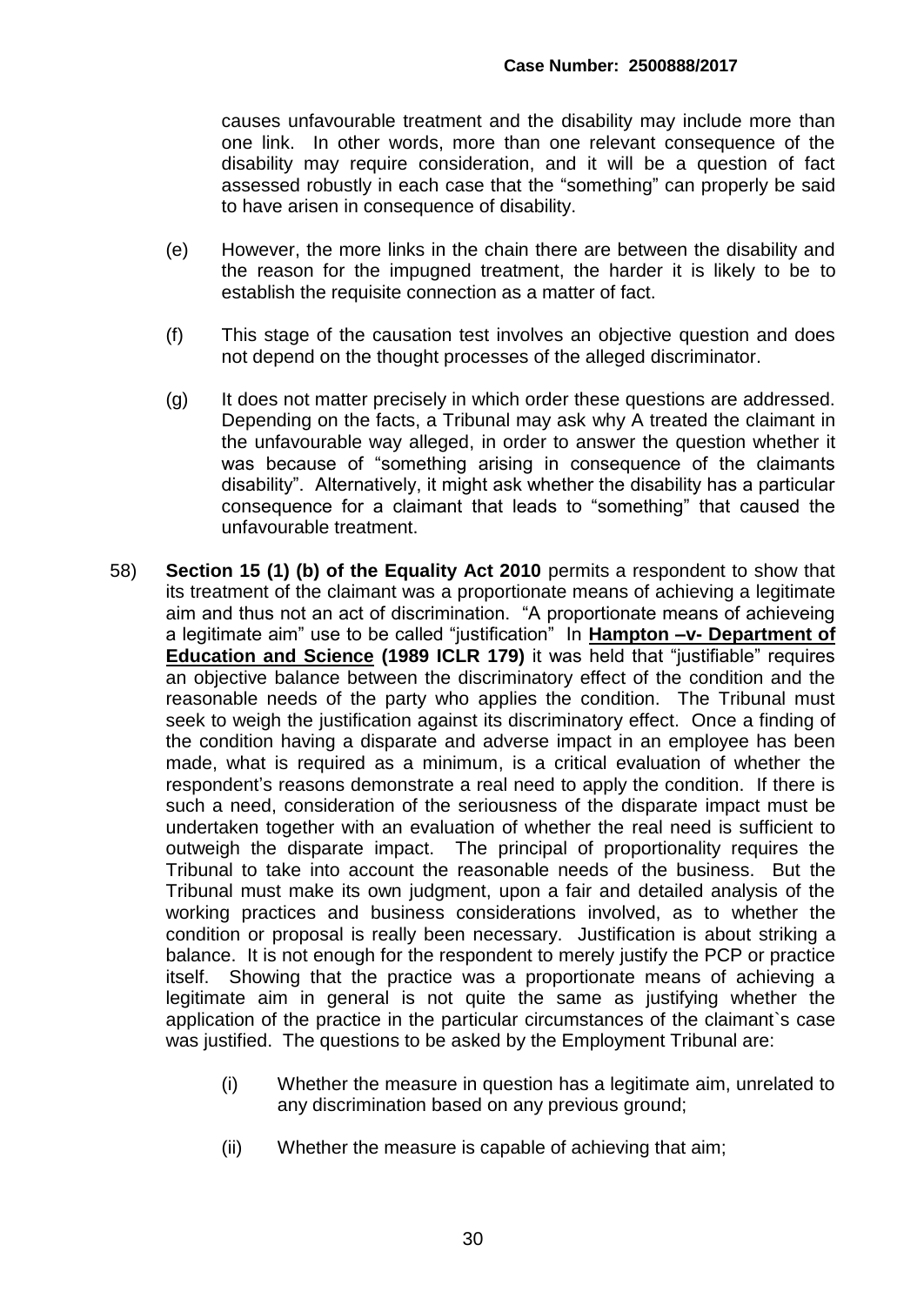causes unfavourable treatment and the disability may include more than one link. In other words, more than one relevant consequence of the disability may require consideration, and it will be a question of fact assessed robustly in each case that the "something" can properly be said to have arisen in consequence of disability.

(e) However, the more links in the chain there are between the disability and the reason for the impugned treatment, the harder it is likely to be to establish the requisite connection as a matter of fact.

(f) This stage of the causation test involves an objective question and does not depend on the thought processes of the alleged discriminator.

(g) It does not matter precisely in which order these questions are addressed. Depending on the facts, a Tribunal may ask why A treated the claimant in the unfavourable way alleged, in order to answer the question whether it was because of "something arising in consequence of the claimants disability". Alternatively, it might ask whether the disability has a particular consequence for a claimant that leads to "something" that caused the unfavourable treatment.

58) **Section 15 (1) (b) of the Equality Act 2010** permits a respondent to show that its treatment of the claimant was a proportionate means of achieving a legitimate aim and thus not an act of discrimination. "A proportionate means of achieveing a legitimate aim" use to be called "justification" In **<u>Hampton –v- Department of Education and Science</u> (1989 ICLR 179)** it was held that "justifiable" requires an objective balance between the discriminatory effect of the condition and the reasonable needs of the party who applies the condition. The Tribunal must seek to weigh the justification against its discriminatory effect. Once a finding of the condition having a disparate and adverse impact in an employee has been made, what is required as a minimum, is a critical evaluation of whether the respondent's reasons demonstrate a real need to apply the condition. If there is such a need, consideration of the seriousness of the disparate impact must be undertaken together with an evaluation of whether the real need is sufficient to outweigh the disparate impact. The principal of proportionality requires the Tribunal to take into account the reasonable needs of the business. But the Tribunal must make its own judgment, upon a fair and detailed analysis of the working practices and business considerations involved, as to whether the condition or proposal is really been necessary. Justification is about striking a balance. It is not enough for the respondent to merely justify the PCP or practice itself. Showing that the practice was a proportionate means of achieving a legitimate aim in general is not quite the same as justifying whether the application of the practice in the particular circumstances of the claimant`s case was justified. The questions to be asked by the Employment Tribunal are:

(i) Whether the measure in question has a legitimate aim, unrelated to any discrimination based on any previous ground;

(ii) Whether the measure is capable of achieving that aim;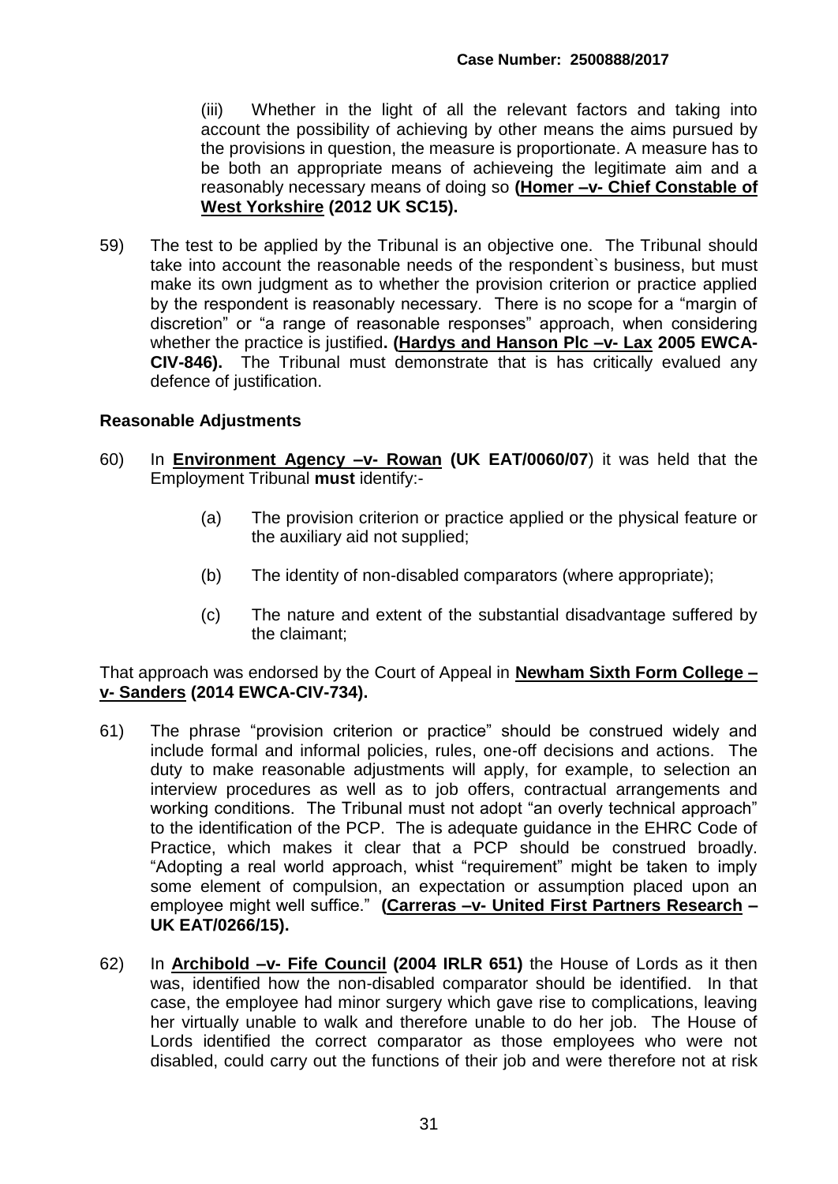(iii) Whether in the light of all the relevant factors and taking into account the possibility of achieving by other means the aims pursued by the provisions in question, the measure is proportionate. A measure has to be both an appropriate means of achieveing the legitimate aim and a reasonably necessary means of doing so **(Homer –v- Chief Constable of West Yorkshire (2012 UK SC15).**

59) The test to be applied by the Tribunal is an objective one. The Tribunal should take into account the reasonable needs of the respondent`s business, but must make its own judgment as to whether the provision criterion or practice applied by the respondent is reasonably necessary. There is no scope for a "margin of discretion" or "a range of reasonable responses" approach, when considering whether the practice is justified**. (Hardys and Hanson Plc –v- Lax 2005 EWCA-CIV-846).** The Tribunal must demonstrate that is has critically evalued any defence of justification.

**Reasonable Adjustments**

60) In **Environment Agency –v- Rowan (UK EAT/0060/07**) it was held that the Employment Tribunal **must** identify:-

   (a) The provision criterion or practice applied or the physical feature or the auxiliary aid not supplied;

   (b) The identity of non-disabled comparators (where appropriate);

   (c) The nature and extent of the substantial disadvantage suffered by the claimant;

That approach was endorsed by the Court of Appeal in **Newham Sixth Form College –v- Sanders (2014 EWCA-CIV-734).**

61) The phrase "provision criterion or practice" should be construed widely and include formal and informal policies, rules, one-off decisions and actions. The duty to make reasonable adjustments will apply, for example, to selection an interview procedures as well as to job offers, contractual arrangements and working conditions. The Tribunal must not adopt "an overly technical approach" to the identification of the PCP. The is adequate guidance in the EHRC Code of Practice, which makes it clear that a PCP should be construed broadly. "Adopting a real world approach, whist "requirement" might be taken to imply some element of compulsion, an expectation or assumption placed upon an employee might well suffice." **(Carreras –v- United First Partners Research – UK EAT/0266/15).**

62) In **Archibold –v- Fife Council (2004 IRLR 651)** the House of Lords as it then was, identified how the non-disabled comparator should be identified. In that case, the employee had minor surgery which gave rise to complications, leaving her virtually unable to walk and therefore unable to do her job. The House of Lords identified the correct comparator as those employees who were not disabled, could carry out the functions of their job and were therefore not at risk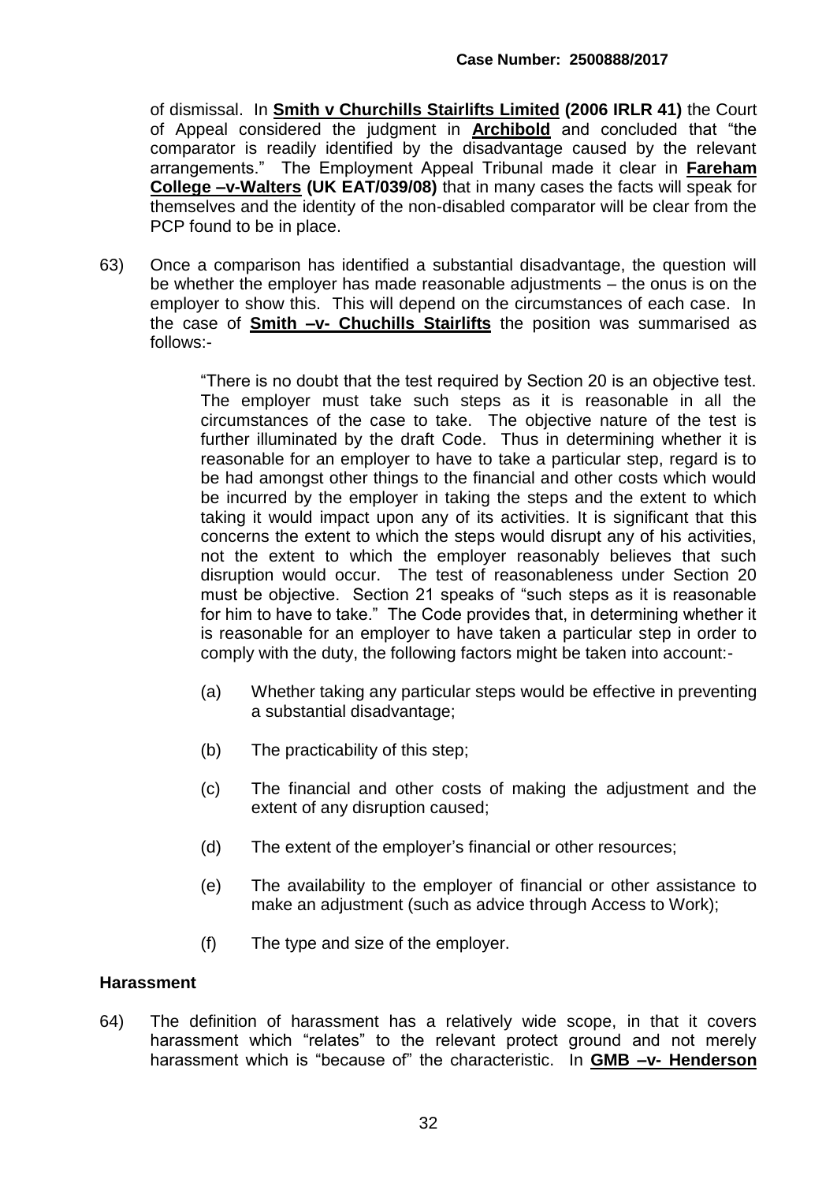of dismissal. In **Smith v Churchills Stairlifts Limited (2006 IRLR 41)** the Court of Appeal considered the judgment in **Archibold** and concluded that "the comparator is readily identified by the disadvantage caused by the relevant arrangements." The Employment Appeal Tribunal made it clear in **Fareham College –v-Walters (UK EAT/039/08)** that in many cases the facts will speak for themselves and the identity of the non-disabled comparator will be clear from the PCP found to be in place.

63) Once a comparison has identified a substantial disadvantage, the question will be whether the employer has made reasonable adjustments – the onus is on the employer to show this. This will depend on the circumstances of each case. In the case of **Smith –v- Chuchills Stairlifts** the position was summarised as follows:-

> "There is no doubt that the test required by Section 20 is an objective test. The employer must take such steps as it is reasonable in all the circumstances of the case to take. The objective nature of the test is further illuminated by the draft Code. Thus in determining whether it is reasonable for an employer to have to take a particular step, regard is to be had amongst other things to the financial and other costs which would be incurred by the employer in taking the steps and the extent to which taking it would impact upon any of its activities. It is significant that this concerns the extent to which the steps would disrupt any of his activities, not the extent to which the employer reasonably believes that such disruption would occur. The test of reasonableness under Section 20 must be objective. Section 21 speaks of "such steps as it is reasonable for him to have to take." The Code provides that, in determining whether it is reasonable for an employer to have taken a particular step in order to comply with the duty, the following factors might be taken into account:-
>
> (a) Whether taking any particular steps would be effective in preventing a substantial disadvantage;
>
> (b) The practicability of this step;
>
> (c) The financial and other costs of making the adjustment and the extent of any disruption caused;
>
> (d) The extent of the employer's financial or other resources;
>
> (e) The availability to the employer of financial or other assistance to make an adjustment (such as advice through Access to Work);
>
> (f) The type and size of the employer.

**Harassment**

64) The definition of harassment has a relatively wide scope, in that it covers harassment which "relates" to the relevant protect ground and not merely harassment which is "because of" the characteristic. In **GMB –v- Henderson**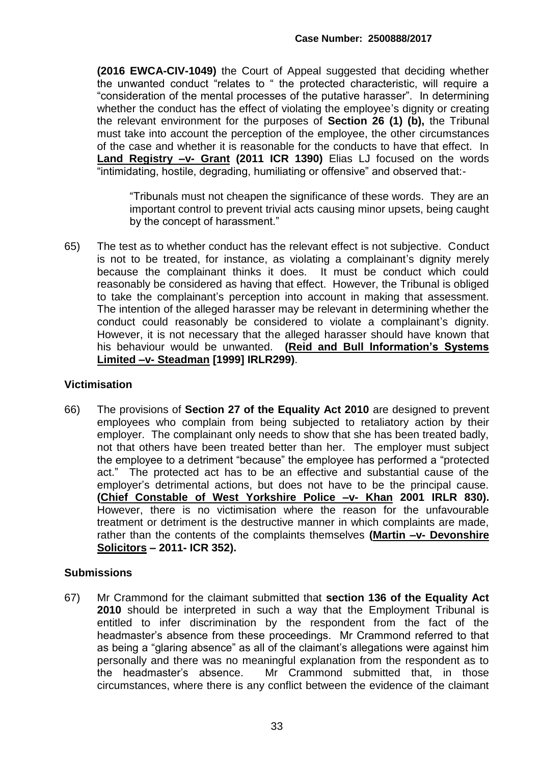**(2016 EWCA-CIV-1049)** the Court of Appeal suggested that deciding whether the unwanted conduct "relates to " the protected characteristic, will require a "consideration of the mental processes of the putative harasser". In determining whether the conduct has the effect of violating the employee's dignity or creating the relevant environment for the purposes of **Section 26 (1) (b),** the Tribunal must take into account the perception of the employee, the other circumstances of the case and whether it is reasonable for the conducts to have that effect. In **Land Registry –v- Grant (2011 ICR 1390)** Elias LJ focused on the words "intimidating, hostile, degrading, humiliating or offensive" and observed that:-

> "Tribunals must not cheapen the significance of these words. They are an important control to prevent trivial acts causing minor upsets, being caught by the concept of harassment."

65) The test as to whether conduct has the relevant effect is not subjective. Conduct is not to be treated, for instance, as violating a complainant's dignity merely because the complainant thinks it does. It must be conduct which could reasonably be considered as having that effect. However, the Tribunal is obliged to take the complainant's perception into account in making that assessment. The intention of the alleged harasser may be relevant in determining whether the conduct could reasonably be considered to violate a complainant's dignity. However, it is not necessary that the alleged harasser should have known that his behaviour would be unwanted. **(Reid and Bull Information's Systems Limited –v- Steadman [1999] IRLR299)**.

**Victimisation**

66) The provisions of **Section 27 of the Equality Act 2010** are designed to prevent employees who complain from being subjected to retaliatory action by their employer. The complainant only needs to show that she has been treated badly, not that others have been treated better than her. The employer must subject the employee to a detriment "because" the employee has performed a "protected act." The protected act has to be an effective and substantial cause of the employer's detrimental actions, but does not have to be the principal cause. **(Chief Constable of West Yorkshire Police –v- Khan 2001 IRLR 830).** However, there is no victimisation where the reason for the unfavourable treatment or detriment is the destructive manner in which complaints are made, rather than the contents of the complaints themselves **(Martin –v- Devonshire Solicitors – 2011- ICR 352).**

**Submissions**

67) Mr Crammond for the claimant submitted that **section 136 of the Equality Act 2010** should be interpreted in such a way that the Employment Tribunal is entitled to infer discrimination by the respondent from the fact of the headmaster's absence from these proceedings. Mr Crammond referred to that as being a "glaring absence" as all of the claimant's allegations were against him personally and there was no meaningful explanation from the respondent as to the headmaster's absence. Mr Crammond submitted that, in those circumstances, where there is any conflict between the evidence of the claimant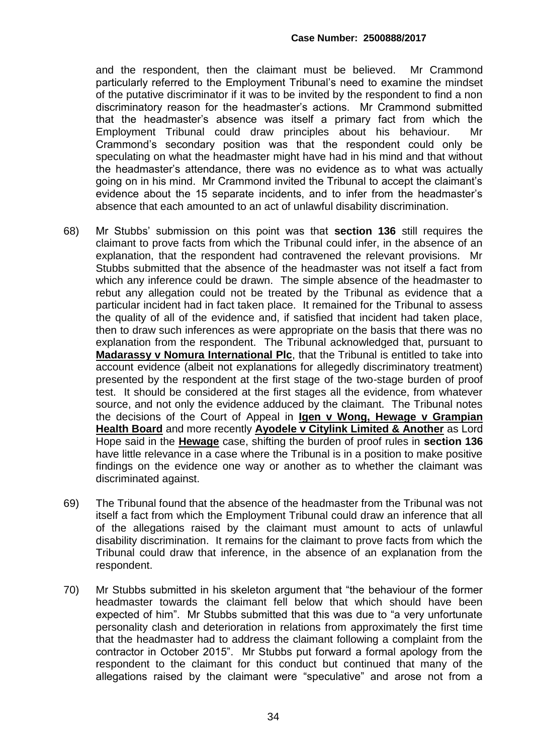and the respondent, then the claimant must be believed. Mr Crammond particularly referred to the Employment Tribunal's need to examine the mindset of the putative discriminator if it was to be invited by the respondent to find a non discriminatory reason for the headmaster's actions. Mr Crammond submitted that the headmaster's absence was itself a primary fact from which the Employment Tribunal could draw principles about his behaviour. Mr Crammond's secondary position was that the respondent could only be speculating on what the headmaster might have had in his mind and that without the headmaster's attendance, there was no evidence as to what was actually going on in his mind. Mr Crammond invited the Tribunal to accept the claimant's evidence about the 15 separate incidents, and to infer from the headmaster's absence that each amounted to an act of unlawful disability discrimination.

68) Mr Stubbs' submission on this point was that **section 136** still requires the claimant to prove facts from which the Tribunal could infer, in the absence of an explanation, that the respondent had contravened the relevant provisions. Mr Stubbs submitted that the absence of the headmaster was not itself a fact from which any inference could be drawn. The simple absence of the headmaster to rebut any allegation could not be treated by the Tribunal as evidence that a particular incident had in fact taken place. It remained for the Tribunal to assess the quality of all of the evidence and, if satisfied that incident had taken place, then to draw such inferences as were appropriate on the basis that there was no explanation from the respondent. The Tribunal acknowledged that, pursuant to **Madarassy v Nomura International Plc**, that the Tribunal is entitled to take into account evidence (albeit not explanations for allegedly discriminatory treatment) presented by the respondent at the first stage of the two-stage burden of proof test. It should be considered at the first stages all the evidence, from whatever source, and not only the evidence adduced by the claimant. The Tribunal notes the decisions of the Court of Appeal in **Igen v Wong, Hewage v Grampian Health Board** and more recently **Ayodele v Citylink Limited & Another** as Lord Hope said in the **Hewage** case, shifting the burden of proof rules in **section 136** have little relevance in a case where the Tribunal is in a position to make positive findings on the evidence one way or another as to whether the claimant was discriminated against.

69) The Tribunal found that the absence of the headmaster from the Tribunal was not itself a fact from which the Employment Tribunal could draw an inference that all of the allegations raised by the claimant must amount to acts of unlawful disability discrimination. It remains for the claimant to prove facts from which the Tribunal could draw that inference, in the absence of an explanation from the respondent.

70) Mr Stubbs submitted in his skeleton argument that "the behaviour of the former headmaster towards the claimant fell below that which should have been expected of him". Mr Stubbs submitted that this was due to "a very unfortunate personality clash and deterioration in relations from approximately the first time that the headmaster had to address the claimant following a complaint from the contractor in October 2015". Mr Stubbs put forward a formal apology from the respondent to the claimant for this conduct but continued that many of the allegations raised by the claimant were "speculative" and arose not from a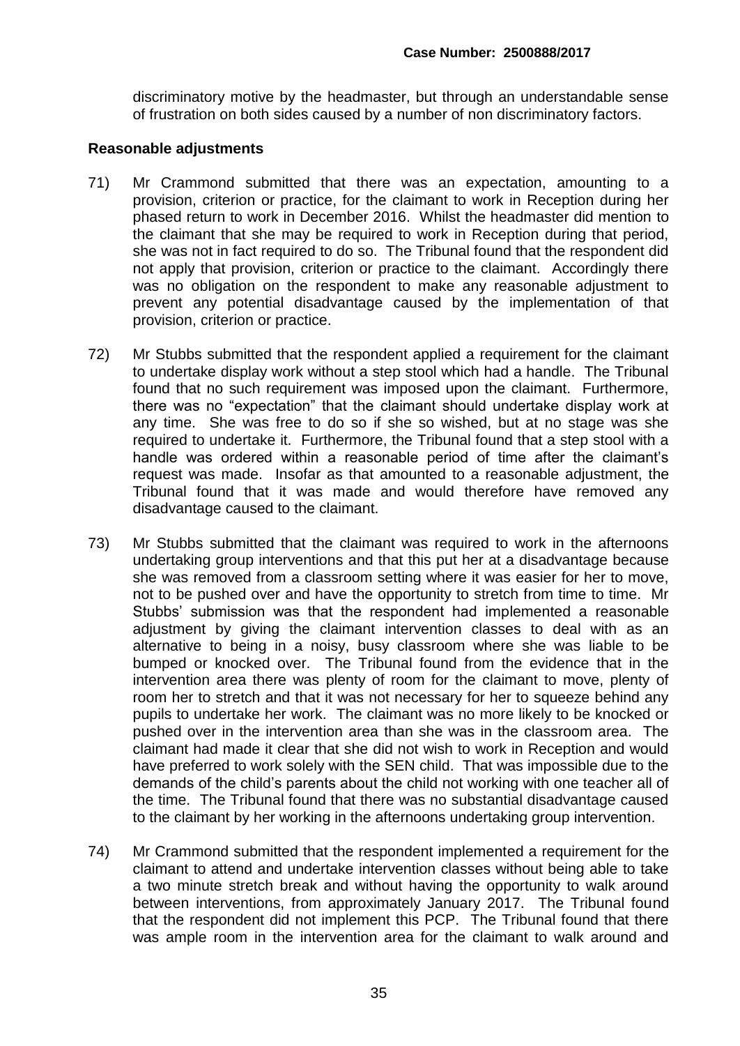discriminatory motive by the headmaster, but through an understandable sense of frustration on both sides caused by a number of non discriminatory factors.

**Reasonable adjustments**

71) Mr Crammond submitted that there was an expectation, amounting to a provision, criterion or practice, for the claimant to work in Reception during her phased return to work in December 2016. Whilst the headmaster did mention to the claimant that she may be required to work in Reception during that period, she was not in fact required to do so. The Tribunal found that the respondent did not apply that provision, criterion or practice to the claimant. Accordingly there was no obligation on the respondent to make any reasonable adjustment to prevent any potential disadvantage caused by the implementation of that provision, criterion or practice.

72) Mr Stubbs submitted that the respondent applied a requirement for the claimant to undertake display work without a step stool which had a handle. The Tribunal found that no such requirement was imposed upon the claimant. Furthermore, there was no "expectation" that the claimant should undertake display work at any time. She was free to do so if she so wished, but at no stage was she required to undertake it. Furthermore, the Tribunal found that a step stool with a handle was ordered within a reasonable period of time after the claimant's request was made. Insofar as that amounted to a reasonable adjustment, the Tribunal found that it was made and would therefore have removed any disadvantage caused to the claimant.

73) Mr Stubbs submitted that the claimant was required to work in the afternoons undertaking group interventions and that this put her at a disadvantage because she was removed from a classroom setting where it was easier for her to move, not to be pushed over and have the opportunity to stretch from time to time. Mr Stubbs' submission was that the respondent had implemented a reasonable adjustment by giving the claimant intervention classes to deal with as an alternative to being in a noisy, busy classroom where she was liable to be bumped or knocked over. The Tribunal found from the evidence that in the intervention area there was plenty of room for the claimant to move, plenty of room her to stretch and that it was not necessary for her to squeeze behind any pupils to undertake her work. The claimant was no more likely to be knocked or pushed over in the intervention area than she was in the classroom area. The claimant had made it clear that she did not wish to work in Reception and would have preferred to work solely with the SEN child. That was impossible due to the demands of the child's parents about the child not working with one teacher all of the time. The Tribunal found that there was no substantial disadvantage caused to the claimant by her working in the afternoons undertaking group intervention.

74) Mr Crammond submitted that the respondent implemented a requirement for the claimant to attend and undertake intervention classes without being able to take a two minute stretch break and without having the opportunity to walk around between interventions, from approximately January 2017. The Tribunal found that the respondent did not implement this PCP. The Tribunal found that there was ample room in the intervention area for the claimant to walk around and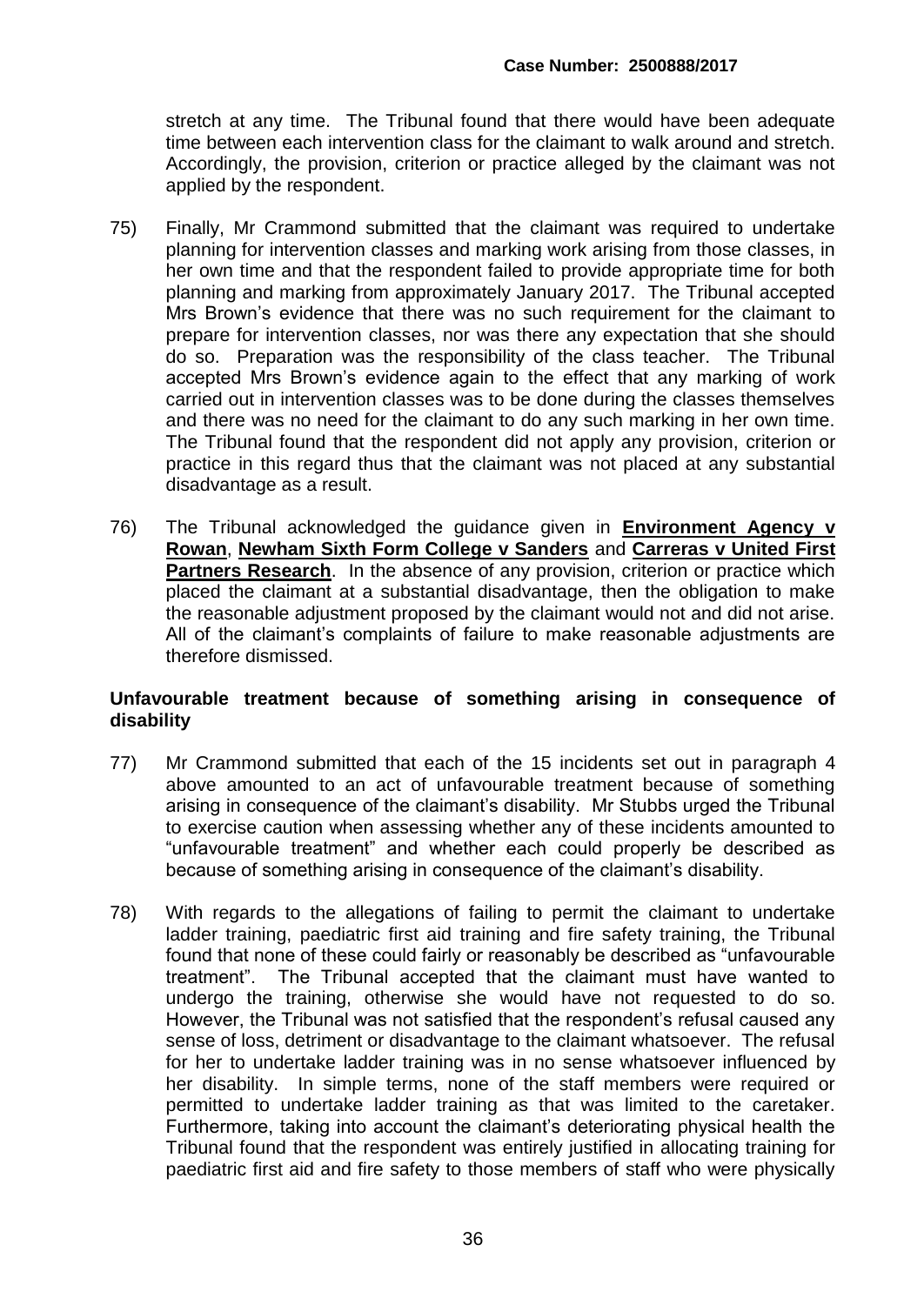stretch at any time. The Tribunal found that there would have been adequate time between each intervention class for the claimant to walk around and stretch. Accordingly, the provision, criterion or practice alleged by the claimant was not applied by the respondent.

75) Finally, Mr Crammond submitted that the claimant was required to undertake planning for intervention classes and marking work arising from those classes, in her own time and that the respondent failed to provide appropriate time for both planning and marking from approximately January 2017. The Tribunal accepted Mrs Brown's evidence that there was no such requirement for the claimant to prepare for intervention classes, nor was there any expectation that she should do so. Preparation was the responsibility of the class teacher. The Tribunal accepted Mrs Brown's evidence again to the effect that any marking of work carried out in intervention classes was to be done during the classes themselves and there was no need for the claimant to do any such marking in her own time. The Tribunal found that the respondent did not apply any provision, criterion or practice in this regard thus that the claimant was not placed at any substantial disadvantage as a result.

76) The Tribunal acknowledged the guidance given in **Environment Agency v Rowan**, **Newham Sixth Form College v Sanders** and **Carreras v United First Partners Research**. In the absence of any provision, criterion or practice which placed the claimant at a substantial disadvantage, then the obligation to make the reasonable adjustment proposed by the claimant would not and did not arise. All of the claimant's complaints of failure to make reasonable adjustments are therefore dismissed.

**Unfavourable treatment because of something arising in consequence of disability**

77) Mr Crammond submitted that each of the 15 incidents set out in paragraph 4 above amounted to an act of unfavourable treatment because of something arising in consequence of the claimant's disability. Mr Stubbs urged the Tribunal to exercise caution when assessing whether any of these incidents amounted to "unfavourable treatment" and whether each could properly be described as because of something arising in consequence of the claimant's disability.

78) With regards to the allegations of failing to permit the claimant to undertake ladder training, paediatric first aid training and fire safety training, the Tribunal found that none of these could fairly or reasonably be described as "unfavourable treatment". The Tribunal accepted that the claimant must have wanted to undergo the training, otherwise she would have not requested to do so. However, the Tribunal was not satisfied that the respondent's refusal caused any sense of loss, detriment or disadvantage to the claimant whatsoever. The refusal for her to undertake ladder training was in no sense whatsoever influenced by her disability. In simple terms, none of the staff members were required or permitted to undertake ladder training as that was limited to the caretaker. Furthermore, taking into account the claimant's deteriorating physical health the Tribunal found that the respondent was entirely justified in allocating training for paediatric first aid and fire safety to those members of staff who were physically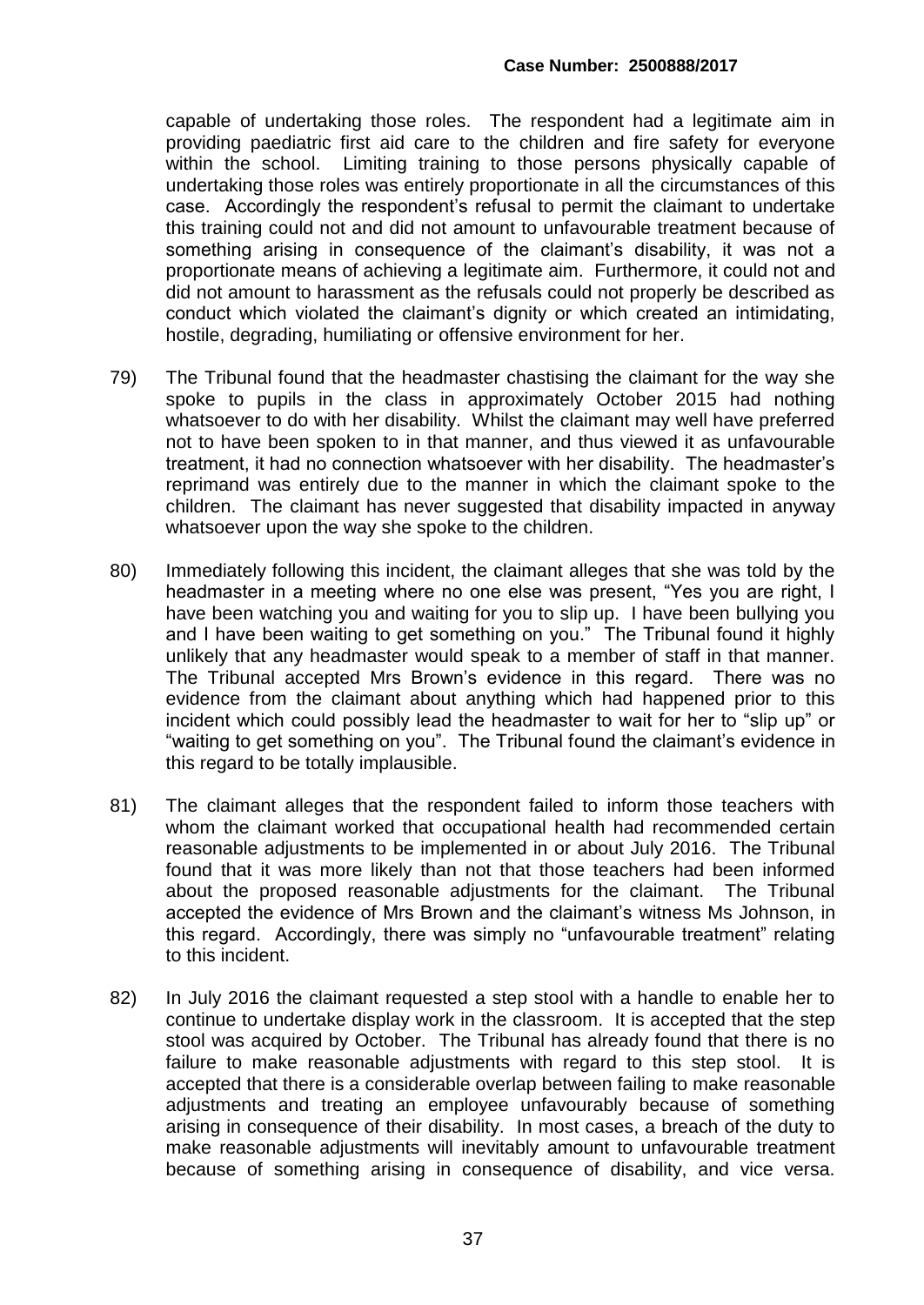capable of undertaking those roles. The respondent had a legitimate aim in providing paediatric first aid care to the children and fire safety for everyone within the school. Limiting training to those persons physically capable of undertaking those roles was entirely proportionate in all the circumstances of this case. Accordingly the respondent's refusal to permit the claimant to undertake this training could not and did not amount to unfavourable treatment because of something arising in consequence of the claimant's disability, it was not a proportionate means of achieving a legitimate aim. Furthermore, it could not and did not amount to harassment as the refusals could not properly be described as conduct which violated the claimant's dignity or which created an intimidating, hostile, degrading, humiliating or offensive environment for her.

79) The Tribunal found that the headmaster chastising the claimant for the way she spoke to pupils in the class in approximately October 2015 had nothing whatsoever to do with her disability. Whilst the claimant may well have preferred not to have been spoken to in that manner, and thus viewed it as unfavourable treatment, it had no connection whatsoever with her disability. The headmaster's reprimand was entirely due to the manner in which the claimant spoke to the children. The claimant has never suggested that disability impacted in anyway whatsoever upon the way she spoke to the children.

80) Immediately following this incident, the claimant alleges that she was told by the headmaster in a meeting where no one else was present, "Yes you are right, I have been watching you and waiting for you to slip up. I have been bullying you and I have been waiting to get something on you." The Tribunal found it highly unlikely that any headmaster would speak to a member of staff in that manner. The Tribunal accepted Mrs Brown's evidence in this regard. There was no evidence from the claimant about anything which had happened prior to this incident which could possibly lead the headmaster to wait for her to "slip up" or "waiting to get something on you". The Tribunal found the claimant's evidence in this regard to be totally implausible.

81) The claimant alleges that the respondent failed to inform those teachers with whom the claimant worked that occupational health had recommended certain reasonable adjustments to be implemented in or about July 2016. The Tribunal found that it was more likely than not that those teachers had been informed about the proposed reasonable adjustments for the claimant. The Tribunal accepted the evidence of Mrs Brown and the claimant's witness Ms Johnson, in this regard. Accordingly, there was simply no "unfavourable treatment" relating to this incident.

82) In July 2016 the claimant requested a step stool with a handle to enable her to continue to undertake display work in the classroom. It is accepted that the step stool was acquired by October. The Tribunal has already found that there is no failure to make reasonable adjustments with regard to this step stool. It is accepted that there is a considerable overlap between failing to make reasonable adjustments and treating an employee unfavourably because of something arising in consequence of their disability. In most cases, a breach of the duty to make reasonable adjustments will inevitably amount to unfavourable treatment because of something arising in consequence of disability, and vice versa.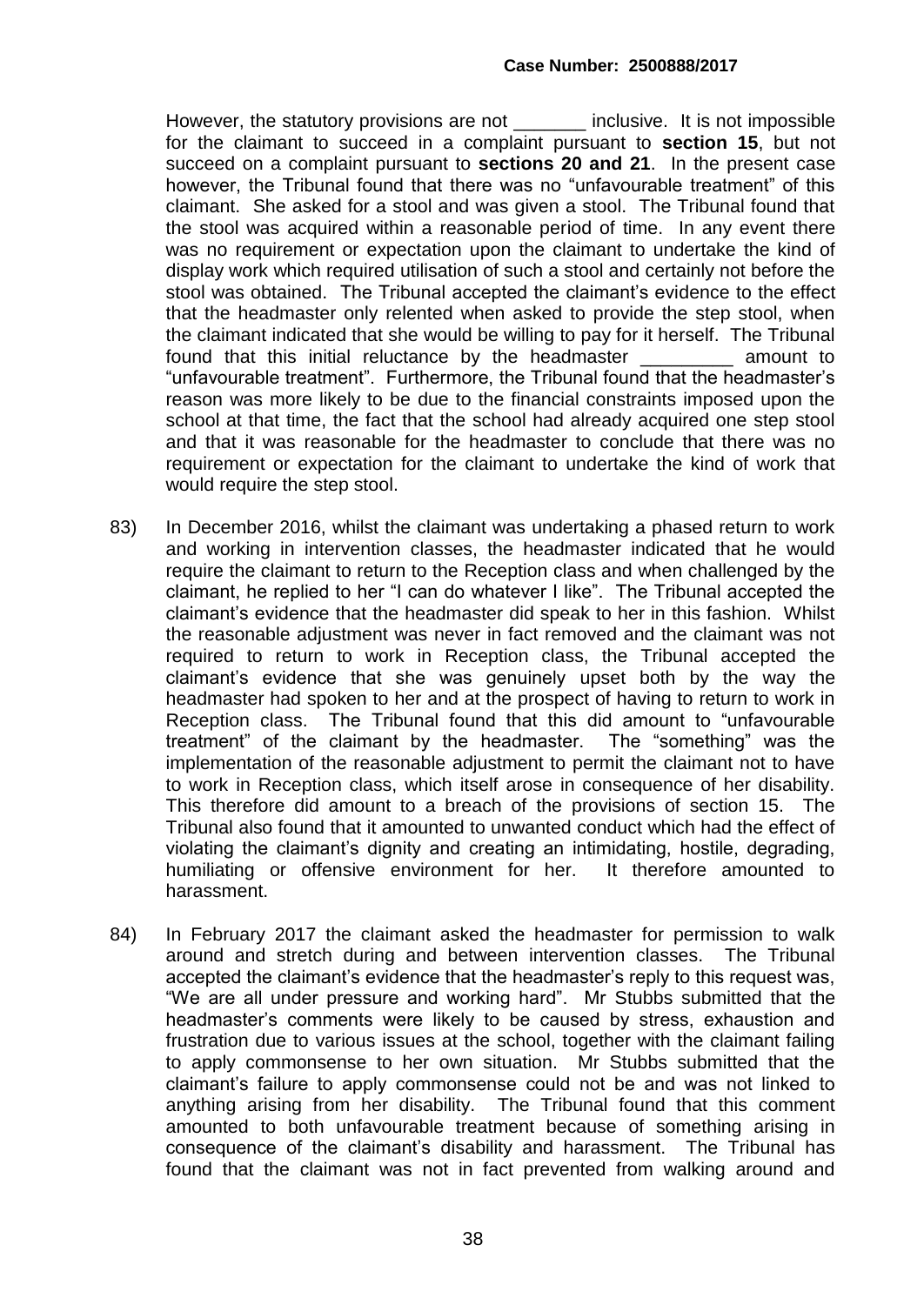However, the statutory provisions are not _______ inclusive. It is not impossible for the claimant to succeed in a complaint pursuant to **section 15**, but not succeed on a complaint pursuant to **sections 20 and 21**. In the present case however, the Tribunal found that there was no "unfavourable treatment" of this claimant. She asked for a stool and was given a stool. The Tribunal found that the stool was acquired within a reasonable period of time. In any event there was no requirement or expectation upon the claimant to undertake the kind of display work which required utilisation of such a stool and certainly not before the stool was obtained. The Tribunal accepted the claimant's evidence to the effect that the headmaster only relented when asked to provide the step stool, when the claimant indicated that she would be willing to pay for it herself. The Tribunal found that this initial reluctance by the headmaster _________ amount to "unfavourable treatment". Furthermore, the Tribunal found that the headmaster's reason was more likely to be due to the financial constraints imposed upon the school at that time, the fact that the school had already acquired one step stool and that it was reasonable for the headmaster to conclude that there was no requirement or expectation for the claimant to undertake the kind of work that would require the step stool.

83) In December 2016, whilst the claimant was undertaking a phased return to work and working in intervention classes, the headmaster indicated that he would require the claimant to return to the Reception class and when challenged by the claimant, he replied to her "I can do whatever I like". The Tribunal accepted the claimant's evidence that the headmaster did speak to her in this fashion. Whilst the reasonable adjustment was never in fact removed and the claimant was not required to return to work in Reception class, the Tribunal accepted the claimant's evidence that she was genuinely upset both by the way the headmaster had spoken to her and at the prospect of having to return to work in Reception class. The Tribunal found that this did amount to "unfavourable treatment" of the claimant by the headmaster. The "something" was the implementation of the reasonable adjustment to permit the claimant not to have to work in Reception class, which itself arose in consequence of her disability. This therefore did amount to a breach of the provisions of section 15. The Tribunal also found that it amounted to unwanted conduct which had the effect of violating the claimant's dignity and creating an intimidating, hostile, degrading, humiliating or offensive environment for her. It therefore amounted to harassment.

84) In February 2017 the claimant asked the headmaster for permission to walk around and stretch during and between intervention classes. The Tribunal accepted the claimant's evidence that the headmaster's reply to this request was, "We are all under pressure and working hard". Mr Stubbs submitted that the headmaster's comments were likely to be caused by stress, exhaustion and frustration due to various issues at the school, together with the claimant failing to apply commonsense to her own situation. Mr Stubbs submitted that the claimant's failure to apply commonsense could not be and was not linked to anything arising from her disability. The Tribunal found that this comment amounted to both unfavourable treatment because of something arising in consequence of the claimant's disability and harassment. The Tribunal has found that the claimant was not in fact prevented from walking around and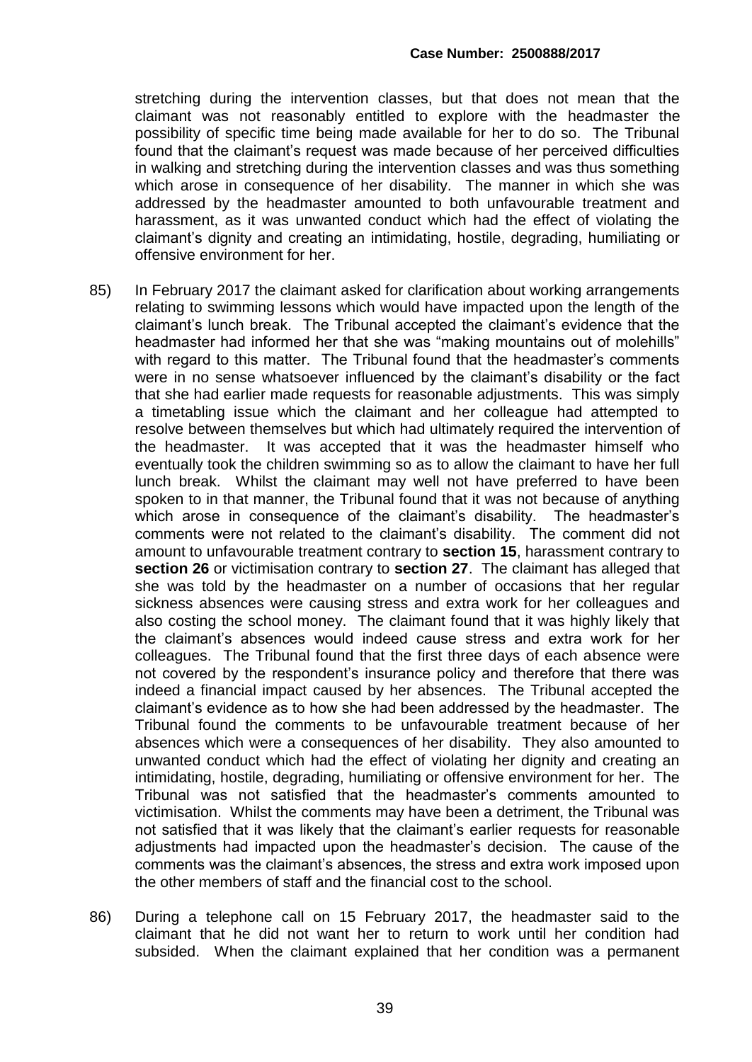stretching during the intervention classes, but that does not mean that the claimant was not reasonably entitled to explore with the headmaster the possibility of specific time being made available for her to do so. The Tribunal found that the claimant's request was made because of her perceived difficulties in walking and stretching during the intervention classes and was thus something which arose in consequence of her disability. The manner in which she was addressed by the headmaster amounted to both unfavourable treatment and harassment, as it was unwanted conduct which had the effect of violating the claimant's dignity and creating an intimidating, hostile, degrading, humiliating or offensive environment for her.

85) In February 2017 the claimant asked for clarification about working arrangements relating to swimming lessons which would have impacted upon the length of the claimant's lunch break. The Tribunal accepted the claimant's evidence that the headmaster had informed her that she was "making mountains out of molehills" with regard to this matter. The Tribunal found that the headmaster's comments were in no sense whatsoever influenced by the claimant's disability or the fact that she had earlier made requests for reasonable adjustments. This was simply a timetabling issue which the claimant and her colleague had attempted to resolve between themselves but which had ultimately required the intervention of the headmaster. It was accepted that it was the headmaster himself who eventually took the children swimming so as to allow the claimant to have her full lunch break. Whilst the claimant may well not have preferred to have been spoken to in that manner, the Tribunal found that it was not because of anything which arose in consequence of the claimant's disability. The headmaster's comments were not related to the claimant's disability. The comment did not amount to unfavourable treatment contrary to **section 15**, harassment contrary to **section 26** or victimisation contrary to **section 27**. The claimant has alleged that she was told by the headmaster on a number of occasions that her regular sickness absences were causing stress and extra work for her colleagues and also costing the school money. The claimant found that it was highly likely that the claimant's absences would indeed cause stress and extra work for her colleagues. The Tribunal found that the first three days of each absence were not covered by the respondent's insurance policy and therefore that there was indeed a financial impact caused by her absences. The Tribunal accepted the claimant's evidence as to how she had been addressed by the headmaster. The Tribunal found the comments to be unfavourable treatment because of her absences which were a consequences of her disability. They also amounted to unwanted conduct which had the effect of violating her dignity and creating an intimidating, hostile, degrading, humiliating or offensive environment for her. The Tribunal was not satisfied that the headmaster's comments amounted to victimisation. Whilst the comments may have been a detriment, the Tribunal was not satisfied that it was likely that the claimant's earlier requests for reasonable adjustments had impacted upon the headmaster's decision. The cause of the comments was the claimant's absences, the stress and extra work imposed upon the other members of staff and the financial cost to the school.

86) During a telephone call on 15 February 2017, the headmaster said to the claimant that he did not want her to return to work until her condition had subsided. When the claimant explained that her condition was a permanent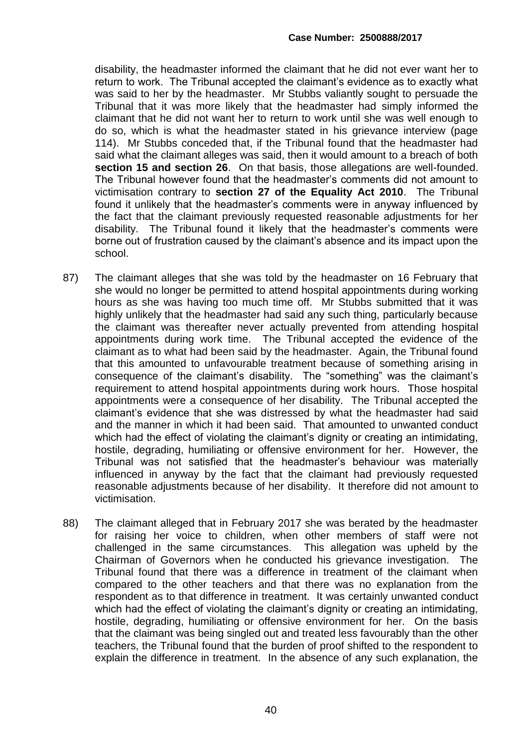disability, the headmaster informed the claimant that he did not ever want her to return to work. The Tribunal accepted the claimant's evidence as to exactly what was said to her by the headmaster. Mr Stubbs valiantly sought to persuade the Tribunal that it was more likely that the headmaster had simply informed the claimant that he did not want her to return to work until she was well enough to do so, which is what the headmaster stated in his grievance interview (page 114). Mr Stubbs conceded that, if the Tribunal found that the headmaster had said what the claimant alleges was said, then it would amount to a breach of both **section 15 and section 26**. On that basis, those allegations are well-founded. The Tribunal however found that the headmaster's comments did not amount to victimisation contrary to **section 27 of the Equality Act 2010**. The Tribunal found it unlikely that the headmaster's comments were in anyway influenced by the fact that the claimant previously requested reasonable adjustments for her disability. The Tribunal found it likely that the headmaster's comments were borne out of frustration caused by the claimant's absence and its impact upon the school.

87) The claimant alleges that she was told by the headmaster on 16 February that she would no longer be permitted to attend hospital appointments during working hours as she was having too much time off. Mr Stubbs submitted that it was highly unlikely that the headmaster had said any such thing, particularly because the claimant was thereafter never actually prevented from attending hospital appointments during work time. The Tribunal accepted the evidence of the claimant as to what had been said by the headmaster. Again, the Tribunal found that this amounted to unfavourable treatment because of something arising in consequence of the claimant's disability. The "something" was the claimant's requirement to attend hospital appointments during work hours. Those hospital appointments were a consequence of her disability. The Tribunal accepted the claimant's evidence that she was distressed by what the headmaster had said and the manner in which it had been said. That amounted to unwanted conduct which had the effect of violating the claimant's dignity or creating an intimidating, hostile, degrading, humiliating or offensive environment for her. However, the Tribunal was not satisfied that the headmaster's behaviour was materially influenced in anyway by the fact that the claimant had previously requested reasonable adjustments because of her disability. It therefore did not amount to victimisation.

88) The claimant alleged that in February 2017 she was berated by the headmaster for raising her voice to children, when other members of staff were not challenged in the same circumstances. This allegation was upheld by the Chairman of Governors when he conducted his grievance investigation. The Tribunal found that there was a difference in treatment of the claimant when compared to the other teachers and that there was no explanation from the respondent as to that difference in treatment. It was certainly unwanted conduct which had the effect of violating the claimant's dignity or creating an intimidating, hostile, degrading, humiliating or offensive environment for her. On the basis that the claimant was being singled out and treated less favourably than the other teachers, the Tribunal found that the burden of proof shifted to the respondent to explain the difference in treatment. In the absence of any such explanation, the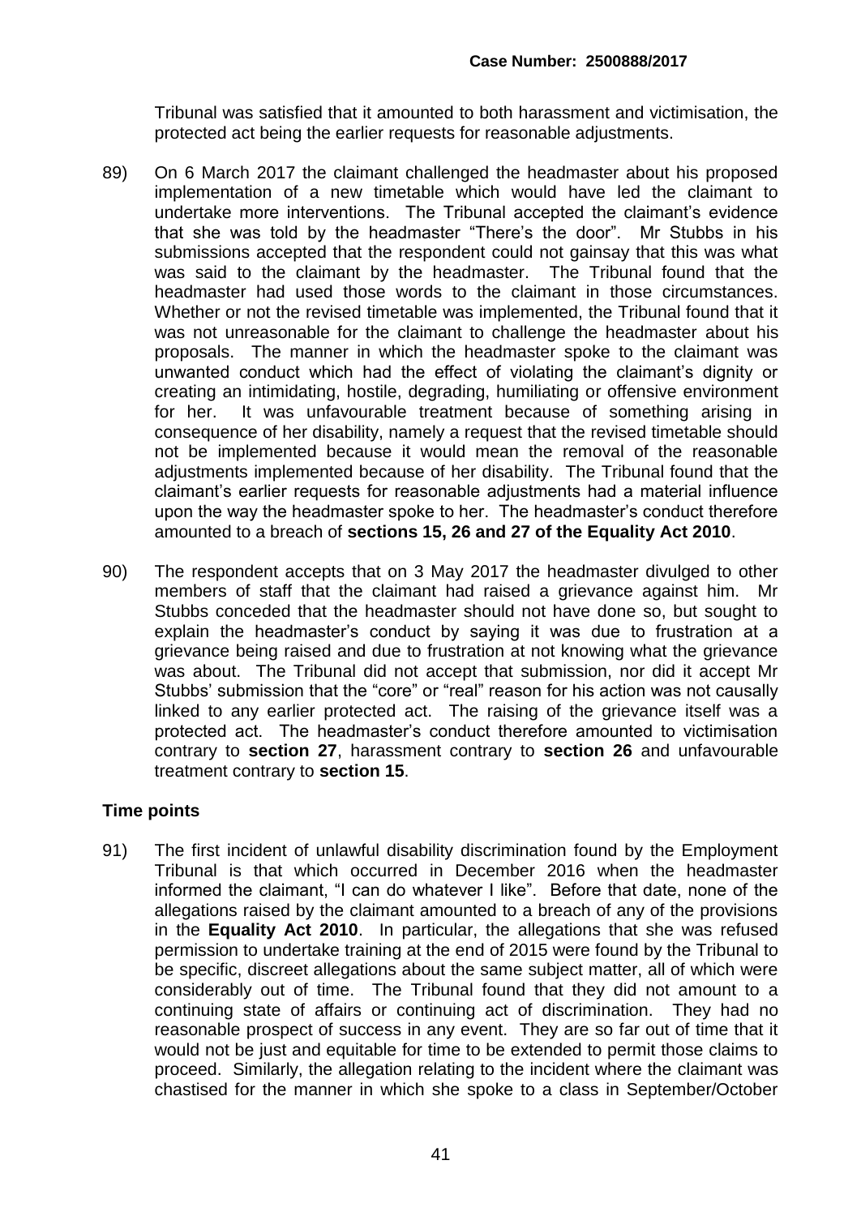Tribunal was satisfied that it amounted to both harassment and victimisation, the protected act being the earlier requests for reasonable adjustments.

89) On 6 March 2017 the claimant challenged the headmaster about his proposed implementation of a new timetable which would have led the claimant to undertake more interventions. The Tribunal accepted the claimant's evidence that she was told by the headmaster "There's the door". Mr Stubbs in his submissions accepted that the respondent could not gainsay that this was what was said to the claimant by the headmaster. The Tribunal found that the headmaster had used those words to the claimant in those circumstances. Whether or not the revised timetable was implemented, the Tribunal found that it was not unreasonable for the claimant to challenge the headmaster about his proposals. The manner in which the headmaster spoke to the claimant was unwanted conduct which had the effect of violating the claimant's dignity or creating an intimidating, hostile, degrading, humiliating or offensive environment for her. It was unfavourable treatment because of something arising in consequence of her disability, namely a request that the revised timetable should not be implemented because it would mean the removal of the reasonable adjustments implemented because of her disability. The Tribunal found that the claimant's earlier requests for reasonable adjustments had a material influence upon the way the headmaster spoke to her. The headmaster's conduct therefore amounted to a breach of **sections 15, 26 and 27 of the Equality Act 2010**.

90) The respondent accepts that on 3 May 2017 the headmaster divulged to other members of staff that the claimant had raised a grievance against him. Mr Stubbs conceded that the headmaster should not have done so, but sought to explain the headmaster's conduct by saying it was due to frustration at a grievance being raised and due to frustration at not knowing what the grievance was about. The Tribunal did not accept that submission, nor did it accept Mr Stubbs' submission that the "core" or "real" reason for his action was not causally linked to any earlier protected act. The raising of the grievance itself was a protected act. The headmaster's conduct therefore amounted to victimisation contrary to **section 27**, harassment contrary to **section 26** and unfavourable treatment contrary to **section 15**.

## Time points

91) The first incident of unlawful disability discrimination found by the Employment Tribunal is that which occurred in December 2016 when the headmaster informed the claimant, "I can do whatever I like". Before that date, none of the allegations raised by the claimant amounted to a breach of any of the provisions in the **Equality Act 2010**. In particular, the allegations that she was refused permission to undertake training at the end of 2015 were found by the Tribunal to be specific, discreet allegations about the same subject matter, all of which were considerably out of time. The Tribunal found that they did not amount to a continuing state of affairs or continuing act of discrimination. They had no reasonable prospect of success in any event. They are so far out of time that it would not be just and equitable for time to be extended to permit those claims to proceed. Similarly, the allegation relating to the incident where the claimant was chastised for the manner in which she spoke to a class in September/October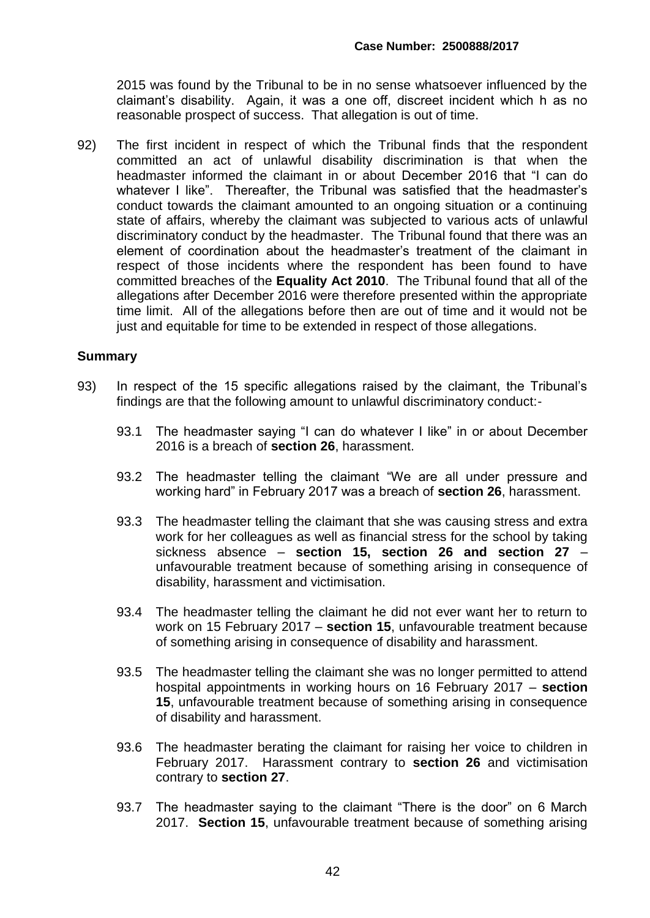2015 was found by the Tribunal to be in no sense whatsoever influenced by the claimant's disability. Again, it was a one off, discreet incident which h as no reasonable prospect of success. That allegation is out of time.

92) The first incident in respect of which the Tribunal finds that the respondent committed an act of unlawful disability discrimination is that when the headmaster informed the claimant in or about December 2016 that "I can do whatever I like". Thereafter, the Tribunal was satisfied that the headmaster's conduct towards the claimant amounted to an ongoing situation or a continuing state of affairs, whereby the claimant was subjected to various acts of unlawful discriminatory conduct by the headmaster. The Tribunal found that there was an element of coordination about the headmaster's treatment of the claimant in respect of those incidents where the respondent has been found to have committed breaches of the **Equality Act 2010**. The Tribunal found that all of the allegations after December 2016 were therefore presented within the appropriate time limit. All of the allegations before then are out of time and it would not be just and equitable for time to be extended in respect of those allegations.

**Summary**

93) In respect of the 15 specific allegations raised by the claimant, the Tribunal's findings are that the following amount to unlawful discriminatory conduct:-

93.1 The headmaster saying "I can do whatever I like" in or about December 2016 is a breach of **section 26**, harassment.

93.2 The headmaster telling the claimant "We are all under pressure and working hard" in February 2017 was a breach of **section 26**, harassment.

93.3 The headmaster telling the claimant that she was causing stress and extra work for her colleagues as well as financial stress for the school by taking sickness absence – **section 15, section 26 and section 27** – unfavourable treatment because of something arising in consequence of disability, harassment and victimisation.

93.4 The headmaster telling the claimant he did not ever want her to return to work on 15 February 2017 – **section 15**, unfavourable treatment because of something arising in consequence of disability and harassment.

93.5 The headmaster telling the claimant she was no longer permitted to attend hospital appointments in working hours on 16 February 2017 – **section 15**, unfavourable treatment because of something arising in consequence of disability and harassment.

93.6 The headmaster berating the claimant for raising her voice to children in February 2017. Harassment contrary to **section 26** and victimisation contrary to **section 27**.

93.7 The headmaster saying to the claimant "There is the door" on 6 March 2017. **Section 15**, unfavourable treatment because of something arising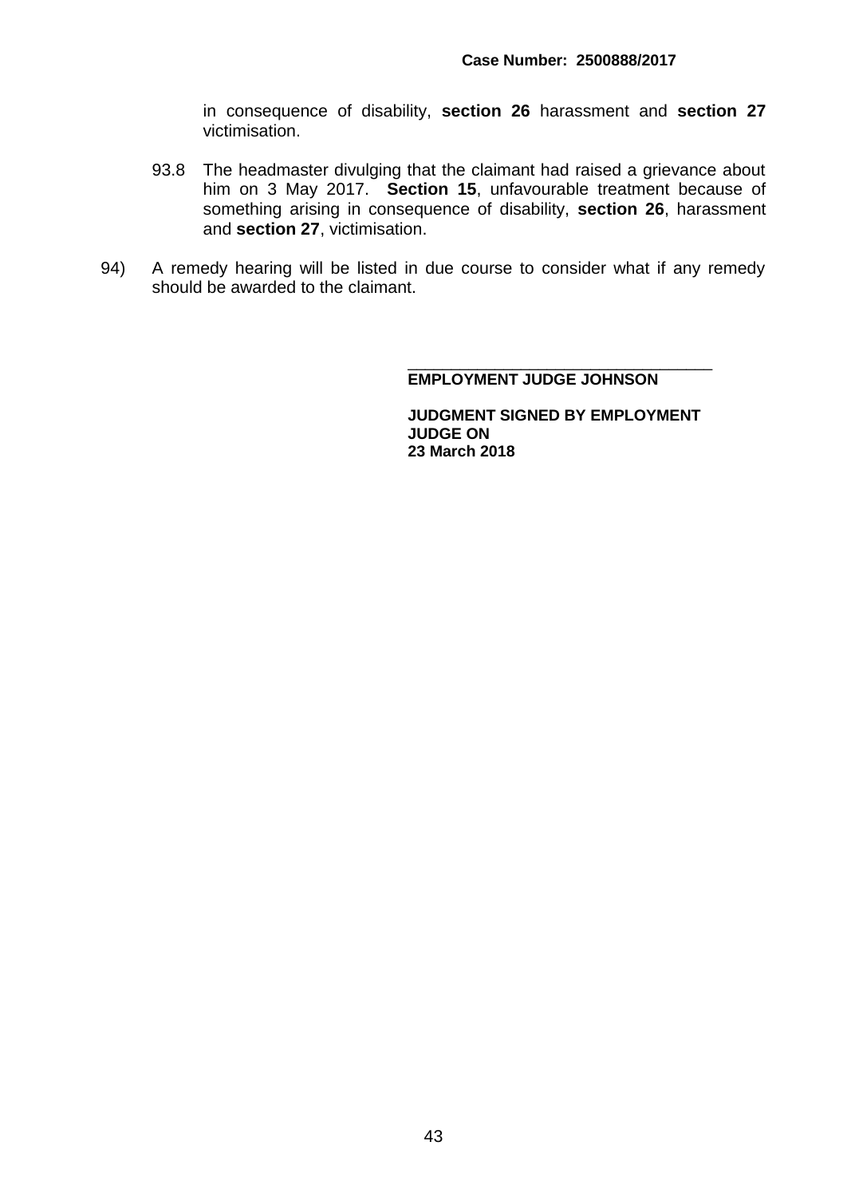in consequence of disability, **section 26** harassment and **section 27** victimisation.

93.8 The headmaster divulging that the claimant had raised a grievance about him on 3 May 2017. **Section 15**, unfavourable treatment because of something arising in consequence of disability, **section 26**, harassment and **section 27**, victimisation.

94) A remedy hearing will be listed in due course to consider what if any remedy should be awarded to the claimant.

\_\_\_\_\_\_\_\_\_\_\_\_\_\_\_\_\_\_\_\_\_\_\_\_\_\_\_\_\_\_\_\_\_\_

**EMPLOYMENT JUDGE JOHNSON**

**JUDGMENT SIGNED BY EMPLOYMENT JUDGE ON**
**23 March 2018**